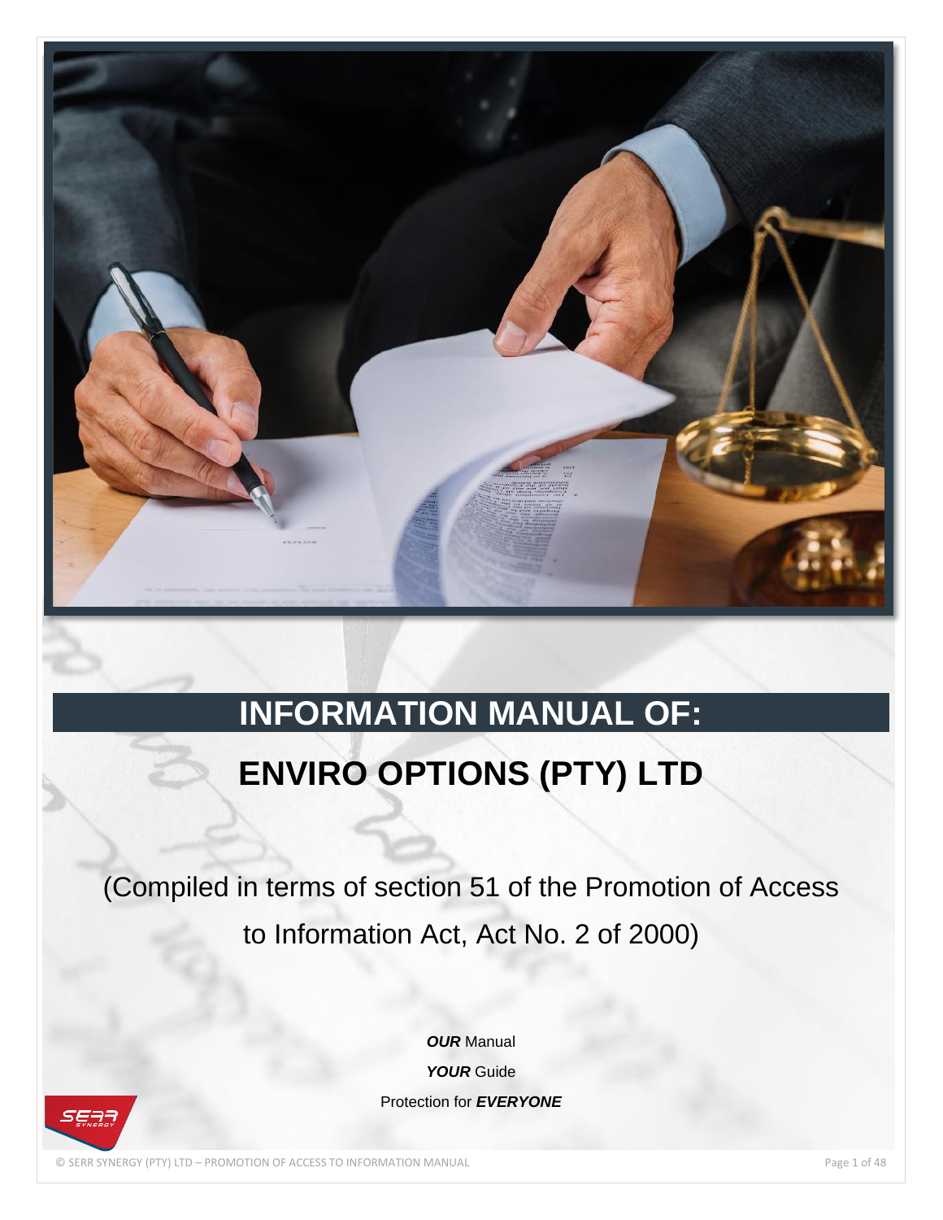# INFORMATION MANUAL OF:

# ENVIRO OPTIONS (PTY) LTD

(Compiled in terms of section 51 of the Promotion of Access to Information Act, Act No. 2 of 2000)

***OUR*** Manual

***YOUR*** Guide

Protection for ***EVERYONE***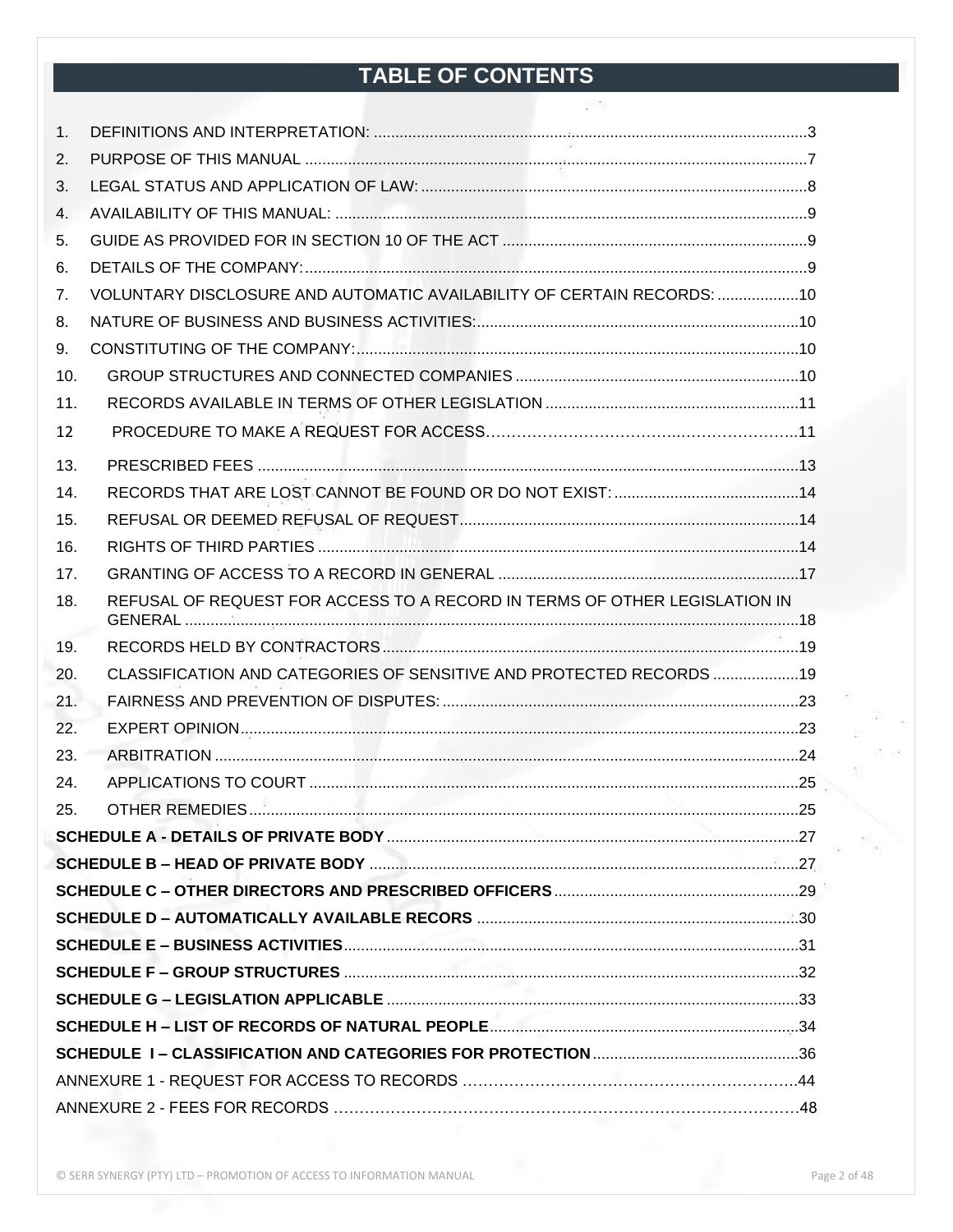# TABLE OF CONTENTS

| | | |
|---|---|---|
| 1. | DEFINITIONS AND INTERPRETATION: | 3 |
| 2. | PURPOSE OF THIS MANUAL | 7 |
| 3. | LEGAL STATUS AND APPLICATION OF LAW: | 8 |
| 4. | AVAILABILITY OF THIS MANUAL: | 9 |
| 5. | GUIDE AS PROVIDED FOR IN SECTION 10 OF THE ACT | 9 |
| 6. | DETAILS OF THE COMPANY: | 9 |
| 7. | VOLUNTARY DISCLOSURE AND AUTOMATIC AVAILABILITY OF CERTAIN RECORDS: | 10 |
| 8. | NATURE OF BUSINESS AND BUSINESS ACTIVITIES: | 10 |
| 9. | CONSTITUTING OF THE COMPANY: | 10 |
| 10. | GROUP STRUCTURES AND CONNECTED COMPANIES | 10 |
| 11. | RECORDS AVAILABLE IN TERMS OF OTHER LEGISLATION | 11 |
| 12 | PROCEDURE TO MAKE A REQUEST FOR ACCESS | 11 |
| 13. | PRESCRIBED FEES | 13 |
| 14. | RECORDS THAT ARE LOST CANNOT BE FOUND OR DO NOT EXIST: | 14 |
| 15. | REFUSAL OR DEEMED REFUSAL OF REQUEST | 14 |
| 16. | RIGHTS OF THIRD PARTIES | 14 |
| 17. | GRANTING OF ACCESS TO A RECORD IN GENERAL | 17 |
| 18. | REFUSAL OF REQUEST FOR ACCESS TO A RECORD IN TERMS OF OTHER LEGISLATION IN GENERAL | 18 |
| 19. | RECORDS HELD BY CONTRACTORS | 19 |
| 20. | CLASSIFICATION AND CATEGORIES OF SENSITIVE AND PROTECTED RECORDS | 19 |
| 21. | FAIRNESS AND PREVENTION OF DISPUTES: | 23 |
| 22. | EXPERT OPINION | 23 |
| 23. | ARBITRATION | 24 |
| 24. | APPLICATIONS TO COURT | 25 |
| 25. | OTHER REMEDIES | 25 |
| | **SCHEDULE A - DETAILS OF PRIVATE BODY** | 27 |
| | **SCHEDULE B – HEAD OF PRIVATE BODY** | 27 |
| | **SCHEDULE C – OTHER DIRECTORS AND PRESCRIBED OFFICERS** | 29 |
| | **SCHEDULE D – AUTOMATICALLY AVAILABLE RECORS** | 30 |
| | **SCHEDULE E – BUSINESS ACTIVITIES** | 31 |
| | **SCHEDULE F – GROUP STRUCTURES** | 32 |
| | **SCHEDULE G – LEGISLATION APPLICABLE** | 33 |
| | **SCHEDULE H – LIST OF RECORDS OF NATURAL PEOPLE** | 34 |
| | **SCHEDULE I – CLASSIFICATION AND CATEGORIES FOR PROTECTION** | 36 |
| | ANNEXURE 1 - REQUEST FOR ACCESS TO RECORDS | 44 |
| | ANNEXURE 2 - FEES FOR RECORDS | 48 |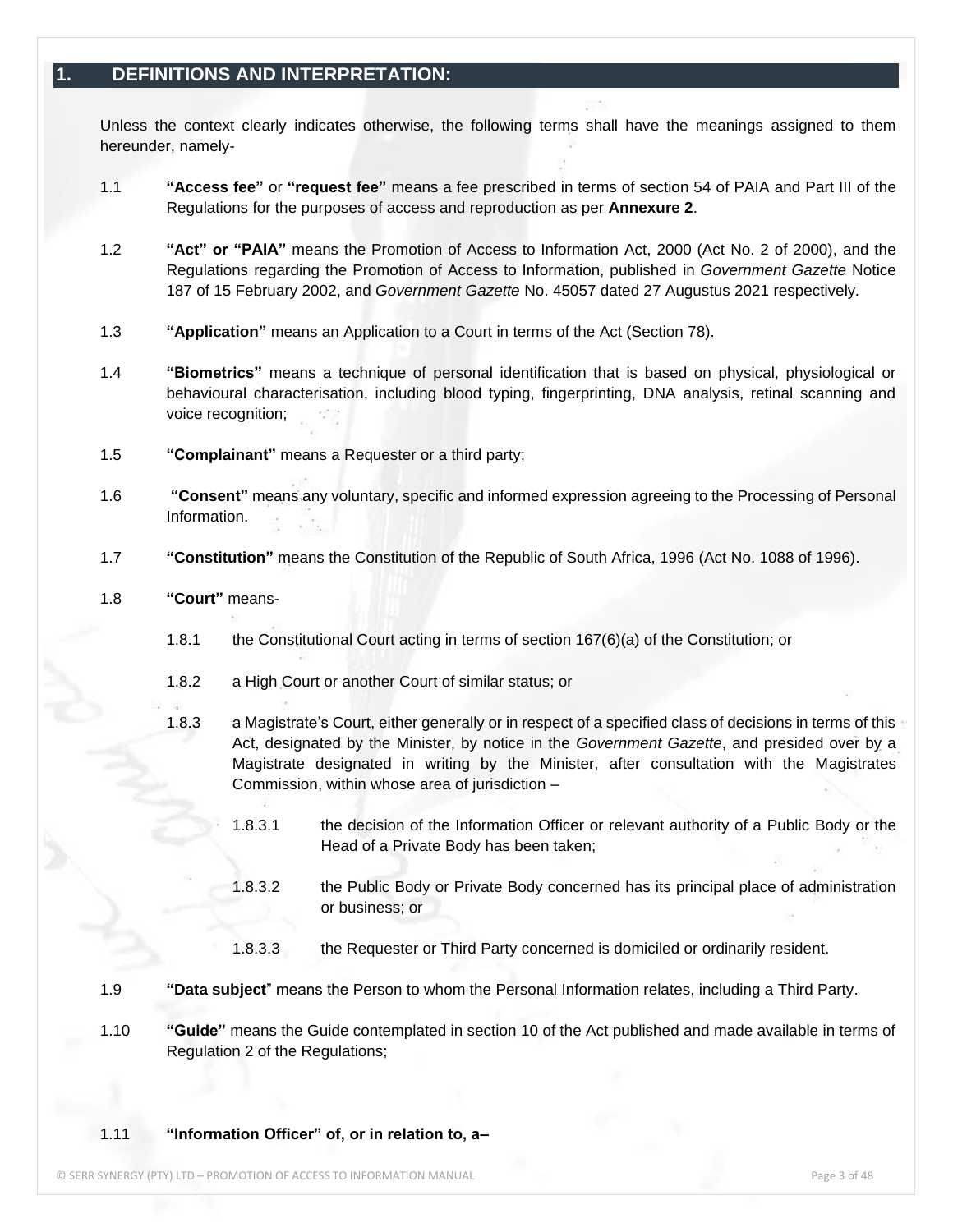# 1. DEFINITIONS AND INTERPRETATION:

Unless the context clearly indicates otherwise, the following terms shall have the meanings assigned to them hereunder, namely-

1.1 **"Access fee"** or **"request fee"** means a fee prescribed in terms of section 54 of PAIA and Part III of the Regulations for the purposes of access and reproduction as per **Annexure 2**.

1.2 **"Act" or "PAIA"** means the Promotion of Access to Information Act, 2000 (Act No. 2 of 2000), and the Regulations regarding the Promotion of Access to Information, published in *Government Gazette* Notice 187 of 15 February 2002, and *Government Gazette* No. 45057 dated 27 Augustus 2021 respectively.

1.3 **"Application"** means an Application to a Court in terms of the Act (Section 78).

1.4 **"Biometrics"** means a technique of personal identification that is based on physical, physiological or behavioural characterisation, including blood typing, fingerprinting, DNA analysis, retinal scanning and voice recognition;

1.5 **"Complainant"** means a Requester or a third party;

1.6 **"Consent"** means any voluntary, specific and informed expression agreeing to the Processing of Personal Information.

1.7 **"Constitution"** means the Constitution of the Republic of South Africa, 1996 (Act No. 1088 of 1996).

1.8 **"Court"** means-

1.8.1 the Constitutional Court acting in terms of section 167(6)(a) of the Constitution; or

1.8.2 a High Court or another Court of similar status; or

1.8.3 a Magistrate's Court, either generally or in respect of a specified class of decisions in terms of this Act, designated by the Minister, by notice in the *Government Gazette*, and presided over by a Magistrate designated in writing by the Minister, after consultation with the Magistrates Commission, within whose area of jurisdiction –

1.8.3.1 the decision of the Information Officer or relevant authority of a Public Body or the Head of a Private Body has been taken;

1.8.3.2 the Public Body or Private Body concerned has its principal place of administration or business; or

1.8.3.3 the Requester or Third Party concerned is domiciled or ordinarily resident.

1.9 **"Data subject"** means the Person to whom the Personal Information relates, including a Third Party.

1.10 **"Guide"** means the Guide contemplated in section 10 of the Act published and made available in terms of Regulation 2 of the Regulations;

1.11 **"Information Officer" of, or in relation to, a–**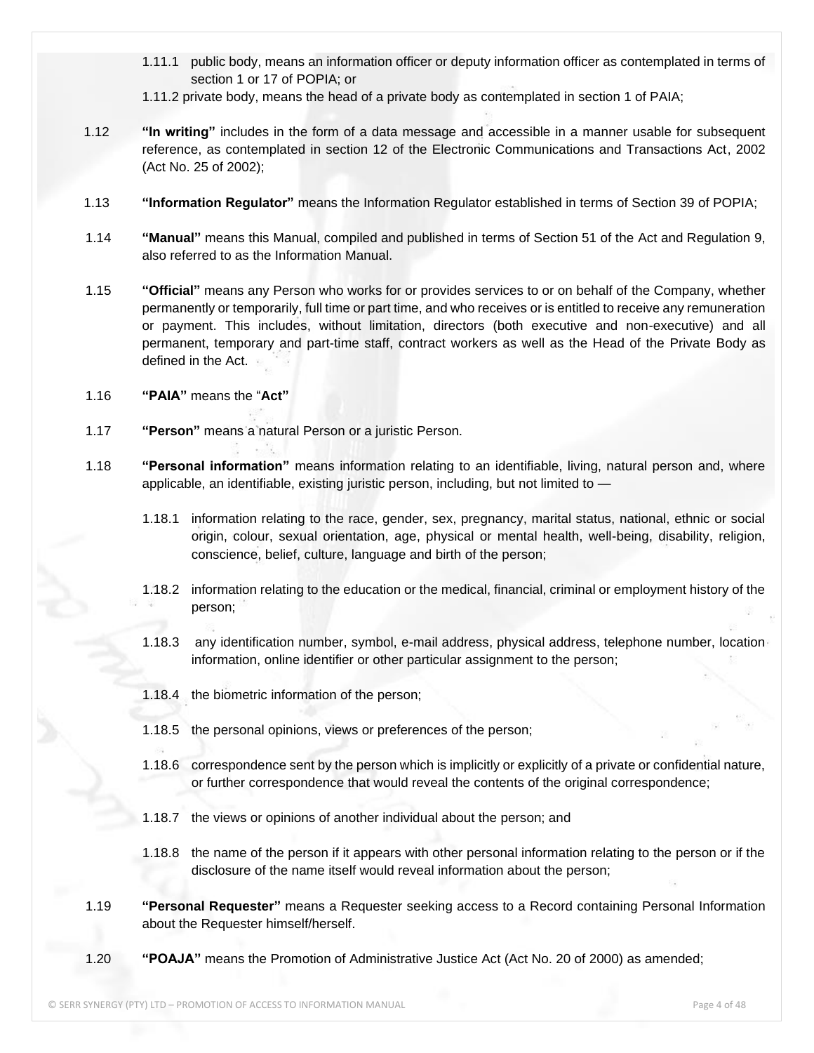1.11.1 public body, means an information officer or deputy information officer as contemplated in terms of section 1 or 17 of POPIA; or

1.11.2 private body, means the head of a private body as contemplated in section 1 of PAIA;

1.12 **"In writing"** includes in the form of a data message and accessible in a manner usable for subsequent reference, as contemplated in section 12 of the Electronic Communications and Transactions Act, 2002 (Act No. 25 of 2002);

1.13 **"Information Regulator"** means the Information Regulator established in terms of Section 39 of POPIA;

1.14 **"Manual"** means this Manual, compiled and published in terms of Section 51 of the Act and Regulation 9, also referred to as the Information Manual.

1.15 **"Official"** means any Person who works for or provides services to or on behalf of the Company, whether permanently or temporarily, full time or part time, and who receives or is entitled to receive any remuneration or payment. This includes, without limitation, directors (both executive and non-executive) and all permanent, temporary and part-time staff, contract workers as well as the Head of the Private Body as defined in the Act.

1.16 **"PAIA"** means the "**Act"**

1.17 **"Person"** means a natural Person or a juristic Person.

1.18 **"Personal information"** means information relating to an identifiable, living, natural person and, where applicable, an identifiable, existing juristic person, including, but not limited to —

1.18.1 information relating to the race, gender, sex, pregnancy, marital status, national, ethnic or social origin, colour, sexual orientation, age, physical or mental health, well-being, disability, religion, conscience, belief, culture, language and birth of the person;

1.18.2 information relating to the education or the medical, financial, criminal or employment history of the person;

1.18.3 any identification number, symbol, e-mail address, physical address, telephone number, location information, online identifier or other particular assignment to the person;

1.18.4 the biometric information of the person;

1.18.5 the personal opinions, views or preferences of the person;

1.18.6 correspondence sent by the person which is implicitly or explicitly of a private or confidential nature, or further correspondence that would reveal the contents of the original correspondence;

1.18.7 the views or opinions of another individual about the person; and

1.18.8 the name of the person if it appears with other personal information relating to the person or if the disclosure of the name itself would reveal information about the person;

1.19 **"Personal Requester"** means a Requester seeking access to a Record containing Personal Information about the Requester himself/herself.

1.20 **"POAJA"** means the Promotion of Administrative Justice Act (Act No. 20 of 2000) as amended;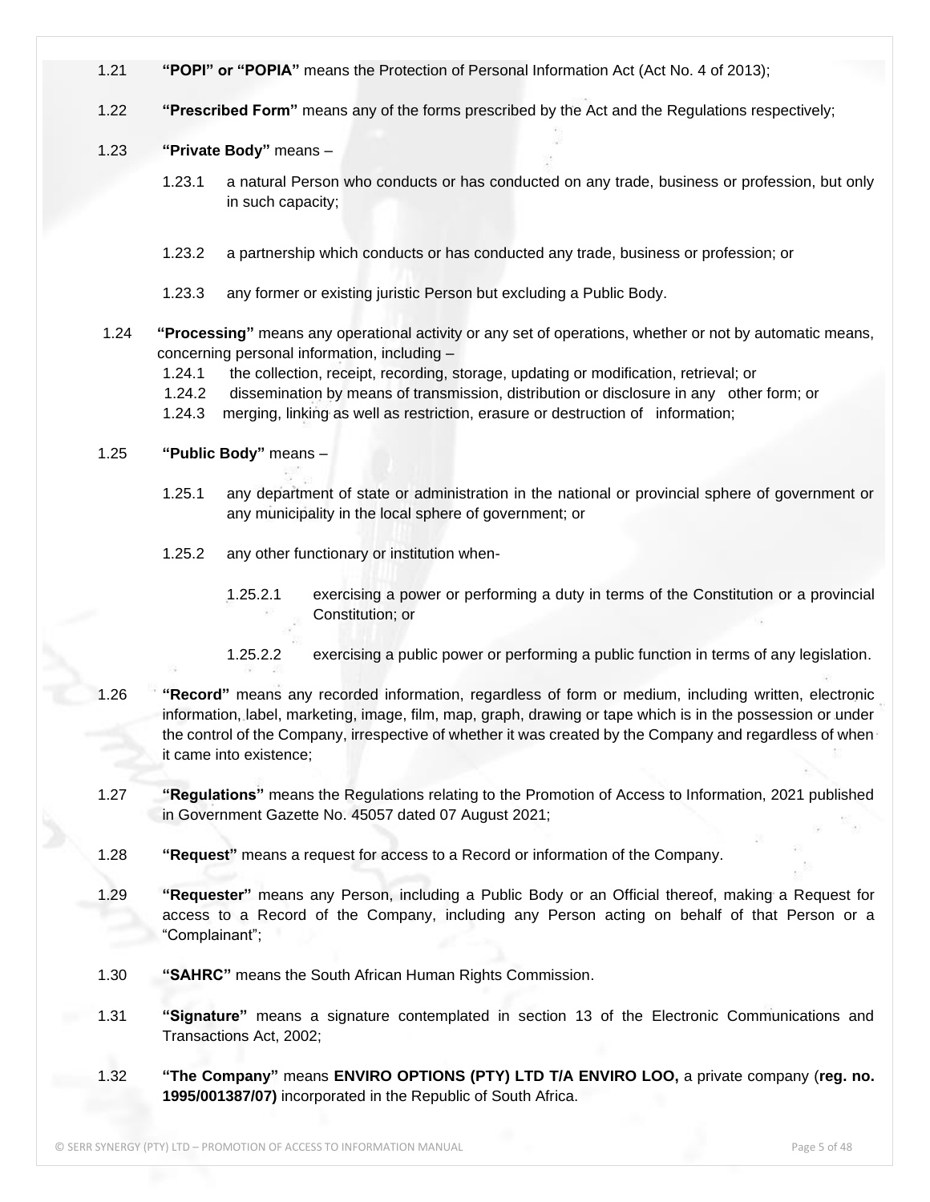1.21 **"POPI" or "POPIA"** means the Protection of Personal Information Act (Act No. 4 of 2013);

1.22 **"Prescribed Form"** means any of the forms prescribed by the Act and the Regulations respectively;

1.23 **"Private Body"** means –

1.23.1 a natural Person who conducts or has conducted on any trade, business or profession, but only in such capacity;

1.23.2 a partnership which conducts or has conducted any trade, business or profession; or

1.23.3 any former or existing juristic Person but excluding a Public Body.

1.24 **"Processing"** means any operational activity or any set of operations, whether or not by automatic means, concerning personal information, including –

1.24.1 the collection, receipt, recording, storage, updating or modification, retrieval; or

1.24.2 dissemination by means of transmission, distribution or disclosure in any other form; or

1.24.3 merging, linking as well as restriction, erasure or destruction of information;

1.25 **"Public Body"** means –

1.25.1 any department of state or administration in the national or provincial sphere of government or any municipality in the local sphere of government; or

1.25.2 any other functionary or institution when-

1.25.2.1 exercising a power or performing a duty in terms of the Constitution or a provincial Constitution; or

1.25.2.2 exercising a public power or performing a public function in terms of any legislation.

1.26 **"Record"** means any recorded information, regardless of form or medium, including written, electronic information, label, marketing, image, film, map, graph, drawing or tape which is in the possession or under the control of the Company, irrespective of whether it was created by the Company and regardless of when it came into existence;

1.27 **"Regulations"** means the Regulations relating to the Promotion of Access to Information, 2021 published in Government Gazette No. 45057 dated 07 August 2021;

1.28 **"Request"** means a request for access to a Record or information of the Company.

1.29 **"Requester"** means any Person, including a Public Body or an Official thereof, making a Request for access to a Record of the Company, including any Person acting on behalf of that Person or a "Complainant";

1.30 **"SAHRC"** means the South African Human Rights Commission.

1.31 **"Signature"** means a signature contemplated in section 13 of the Electronic Communications and Transactions Act, 2002;

1.32 **"The Company"** means **ENVIRO OPTIONS (PTY) LTD T/A ENVIRO LOO,** a private company (**reg. no. 1995/001387/07)** incorporated in the Republic of South Africa.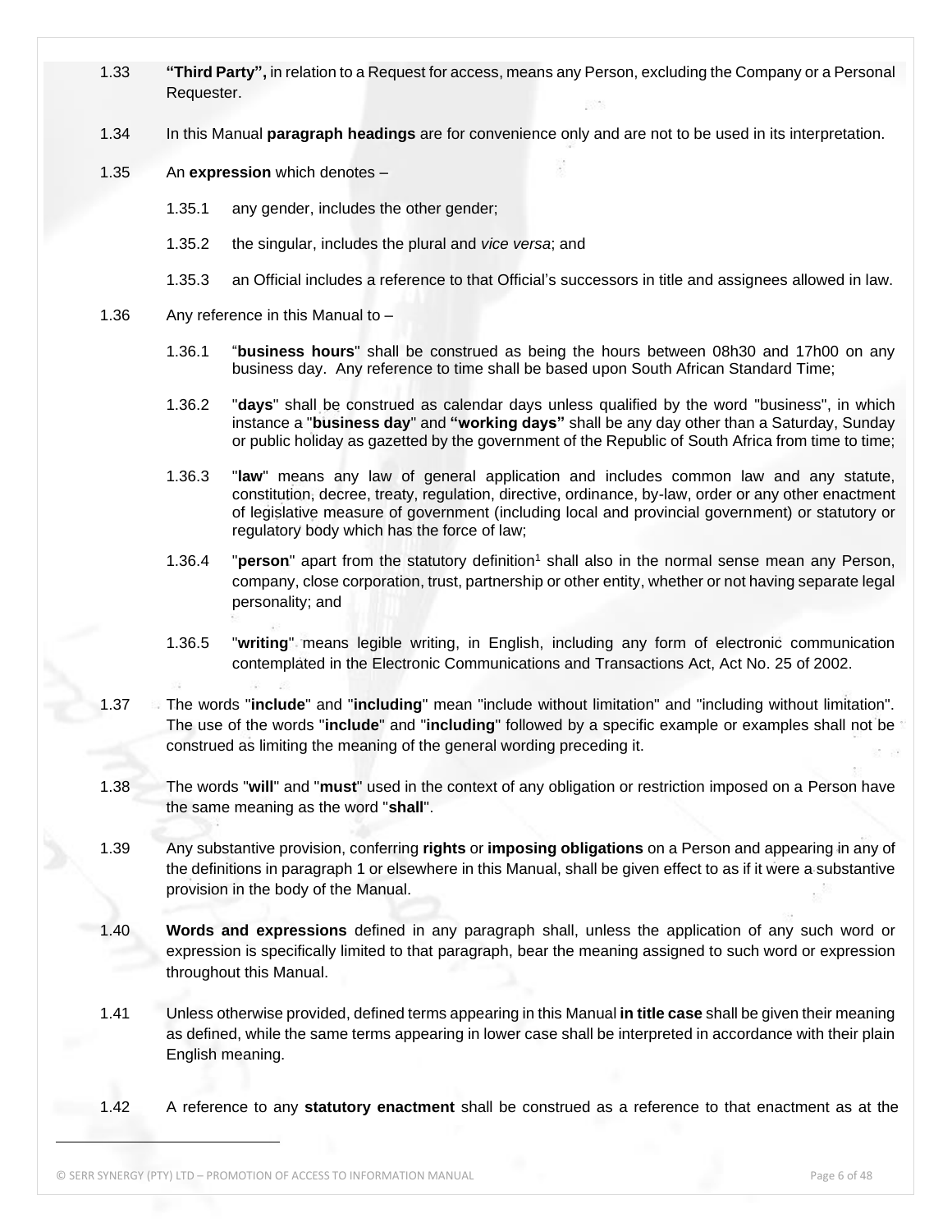1.33 **"Third Party",** in relation to a Request for access, means any Person, excluding the Company or a Personal Requester.

1.34 In this Manual **paragraph headings** are for convenience only and are not to be used in its interpretation.

1.35 An **expression** which denotes –

1.35.1 any gender, includes the other gender;

1.35.2 the singular, includes the plural and *vice versa*; and

1.35.3 an Official includes a reference to that Official's successors in title and assignees allowed in law.

1.36 Any reference in this Manual to –

1.36.1 "**business hours**" shall be construed as being the hours between 08h30 and 17h00 on any business day. Any reference to time shall be based upon South African Standard Time;

1.36.2 "**days**" shall be construed as calendar days unless qualified by the word "business", in which instance a "**business day**" and **"working days"** shall be any day other than a Saturday, Sunday or public holiday as gazetted by the government of the Republic of South Africa from time to time;

1.36.3 "**law**" means any law of general application and includes common law and any statute, constitution, decree, treaty, regulation, directive, ordinance, by-law, order or any other enactment of legislative measure of government (including local and provincial government) or statutory or regulatory body which has the force of law;

1.36.4 "**person**" apart from the statutory definition[1] shall also in the normal sense mean any Person, company, close corporation, trust, partnership or other entity, whether or not having separate legal personality; and

1.36.5 "**writing**" means legible writing, in English, including any form of electronic communication contemplated in the Electronic Communications and Transactions Act, Act No. 25 of 2002.

1.37 The words "**include**" and "**including**" mean "include without limitation" and "including without limitation". The use of the words "**include**" and "**including**" followed by a specific example or examples shall not be construed as limiting the meaning of the general wording preceding it.

1.38 The words "**will**" and "**must**" used in the context of any obligation or restriction imposed on a Person have the same meaning as the word "**shall**".

1.39 Any substantive provision, conferring **rights** or **imposing obligations** on a Person and appearing in any of the definitions in paragraph 1 or elsewhere in this Manual, shall be given effect to as if it were a substantive provision in the body of the Manual.

1.40 **Words and expressions** defined in any paragraph shall, unless the application of any such word or expression is specifically limited to that paragraph, bear the meaning assigned to such word or expression throughout this Manual.

1.41 Unless otherwise provided, defined terms appearing in this Manual **in title case** shall be given their meaning as defined, while the same terms appearing in lower case shall be interpreted in accordance with their plain English meaning.

1.42 A reference to any **statutory enactment** shall be construed as a reference to that enactment as at the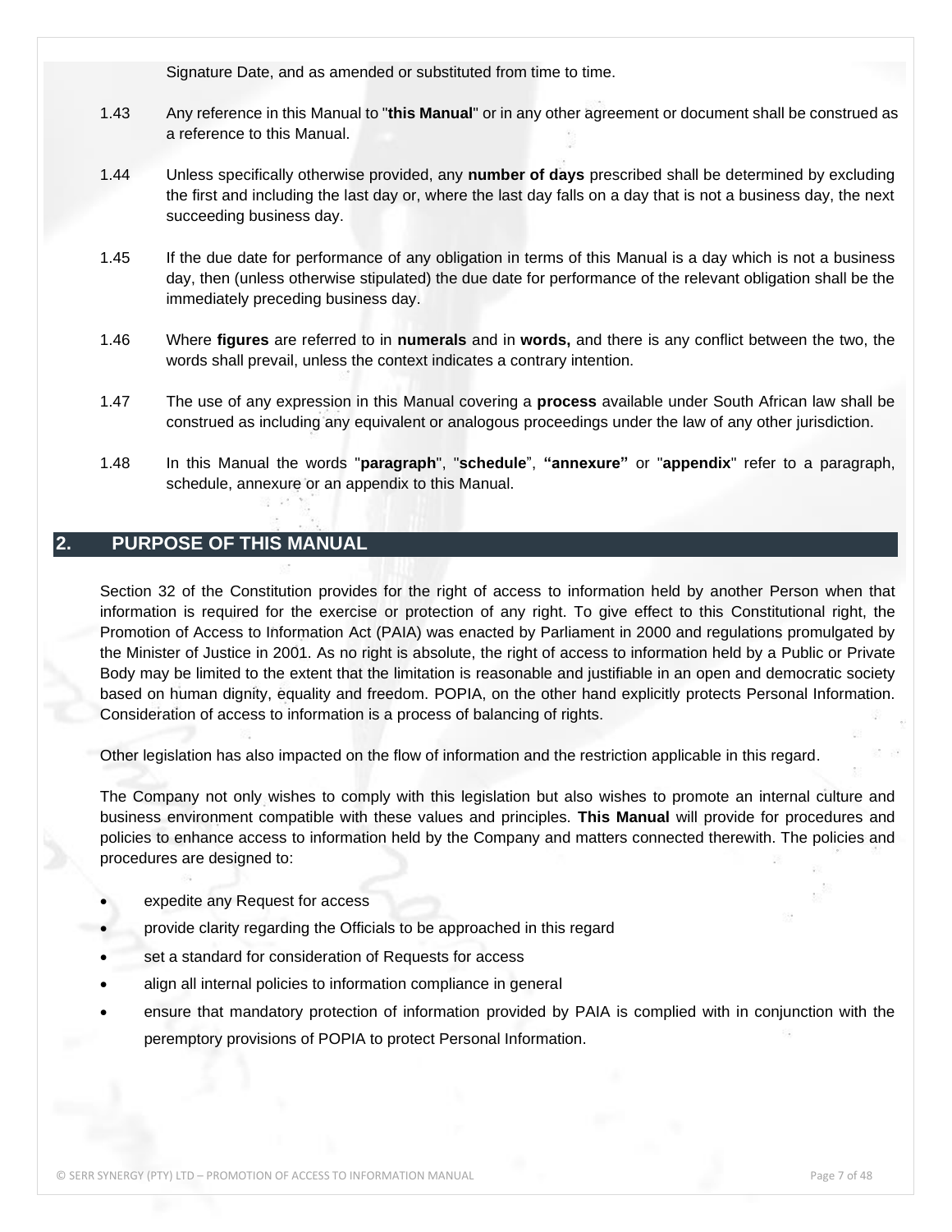Signature Date, and as amended or substituted from time to time.

1.43 Any reference in this Manual to "**this Manual**" or in any other agreement or document shall be construed as a reference to this Manual.

1.44 Unless specifically otherwise provided, any **number of days** prescribed shall be determined by excluding the first and including the last day or, where the last day falls on a day that is not a business day, the next succeeding business day.

1.45 If the due date for performance of any obligation in terms of this Manual is a day which is not a business day, then (unless otherwise stipulated) the due date for performance of the relevant obligation shall be the immediately preceding business day.

1.46 Where **figures** are referred to in **numerals** and in **words,** and there is any conflict between the two, the words shall prevail, unless the context indicates a contrary intention.

1.47 The use of any expression in this Manual covering a **process** available under South African law shall be construed as including any equivalent or analogous proceedings under the law of any other jurisdiction.

1.48 In this Manual the words "**paragraph**", "**schedule**", **"annexure"** or "**appendix**" refer to a paragraph, schedule, annexure or an appendix to this Manual.

## 2. PURPOSE OF THIS MANUAL

Section 32 of the Constitution provides for the right of access to information held by another Person when that information is required for the exercise or protection of any right. To give effect to this Constitutional right, the Promotion of Access to Information Act (PAIA) was enacted by Parliament in 2000 and regulations promulgated by the Minister of Justice in 2001. As no right is absolute, the right of access to information held by a Public or Private Body may be limited to the extent that the limitation is reasonable and justifiable in an open and democratic society based on human dignity, equality and freedom. POPIA, on the other hand explicitly protects Personal Information. Consideration of access to information is a process of balancing of rights.

Other legislation has also impacted on the flow of information and the restriction applicable in this regard.

The Company not only wishes to comply with this legislation but also wishes to promote an internal culture and business environment compatible with these values and principles. **This Manual** will provide for procedures and policies to enhance access to information held by the Company and matters connected therewith. The policies and procedures are designed to:

- expedite any Request for access
- provide clarity regarding the Officials to be approached in this regard
- set a standard for consideration of Requests for access
- align all internal policies to information compliance in general
- ensure that mandatory protection of information provided by PAIA is complied with in conjunction with the peremptory provisions of POPIA to protect Personal Information.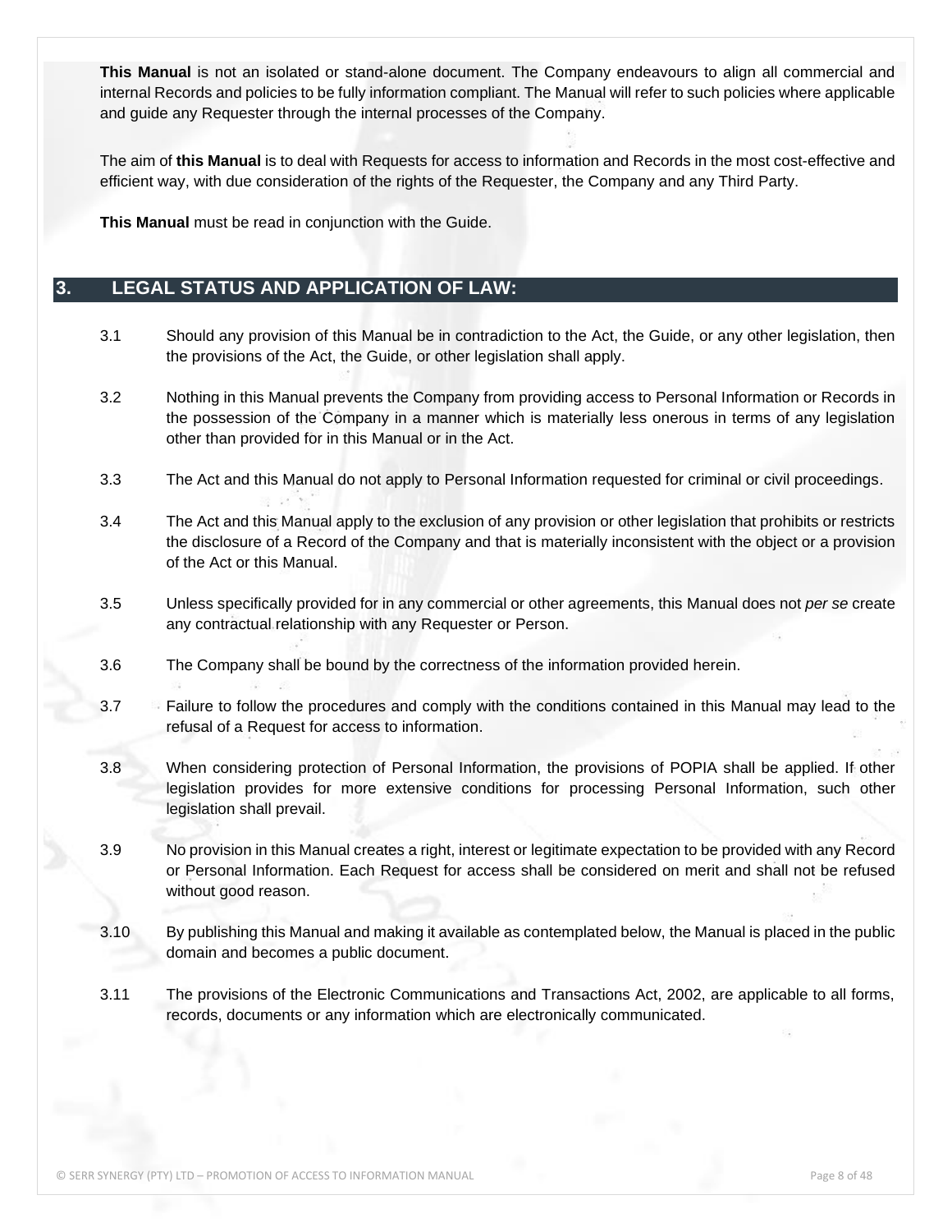**This Manual** is not an isolated or stand-alone document. The Company endeavours to align all commercial and internal Records and policies to be fully information compliant. The Manual will refer to such policies where applicable and guide any Requester through the internal processes of the Company.

The aim of **this Manual** is to deal with Requests for access to information and Records in the most cost-effective and efficient way, with due consideration of the rights of the Requester, the Company and any Third Party.

**This Manual** must be read in conjunction with the Guide.

## 3. LEGAL STATUS AND APPLICATION OF LAW:

3.1 Should any provision of this Manual be in contradiction to the Act, the Guide, or any other legislation, then the provisions of the Act, the Guide, or other legislation shall apply.

3.2 Nothing in this Manual prevents the Company from providing access to Personal Information or Records in the possession of the Company in a manner which is materially less onerous in terms of any legislation other than provided for in this Manual or in the Act.

3.3 The Act and this Manual do not apply to Personal Information requested for criminal or civil proceedings.

3.4 The Act and this Manual apply to the exclusion of any provision or other legislation that prohibits or restricts the disclosure of a Record of the Company and that is materially inconsistent with the object or a provision of the Act or this Manual.

3.5 Unless specifically provided for in any commercial or other agreements, this Manual does not *per se* create any contractual relationship with any Requester or Person.

3.6 The Company shall be bound by the correctness of the information provided herein.

3.7 Failure to follow the procedures and comply with the conditions contained in this Manual may lead to the refusal of a Request for access to information.

3.8 When considering protection of Personal Information, the provisions of POPIA shall be applied. If other legislation provides for more extensive conditions for processing Personal Information, such other legislation shall prevail.

3.9 No provision in this Manual creates a right, interest or legitimate expectation to be provided with any Record or Personal Information. Each Request for access shall be considered on merit and shall not be refused without good reason.

3.10 By publishing this Manual and making it available as contemplated below, the Manual is placed in the public domain and becomes a public document.

3.11 The provisions of the Electronic Communications and Transactions Act, 2002, are applicable to all forms, records, documents or any information which are electronically communicated.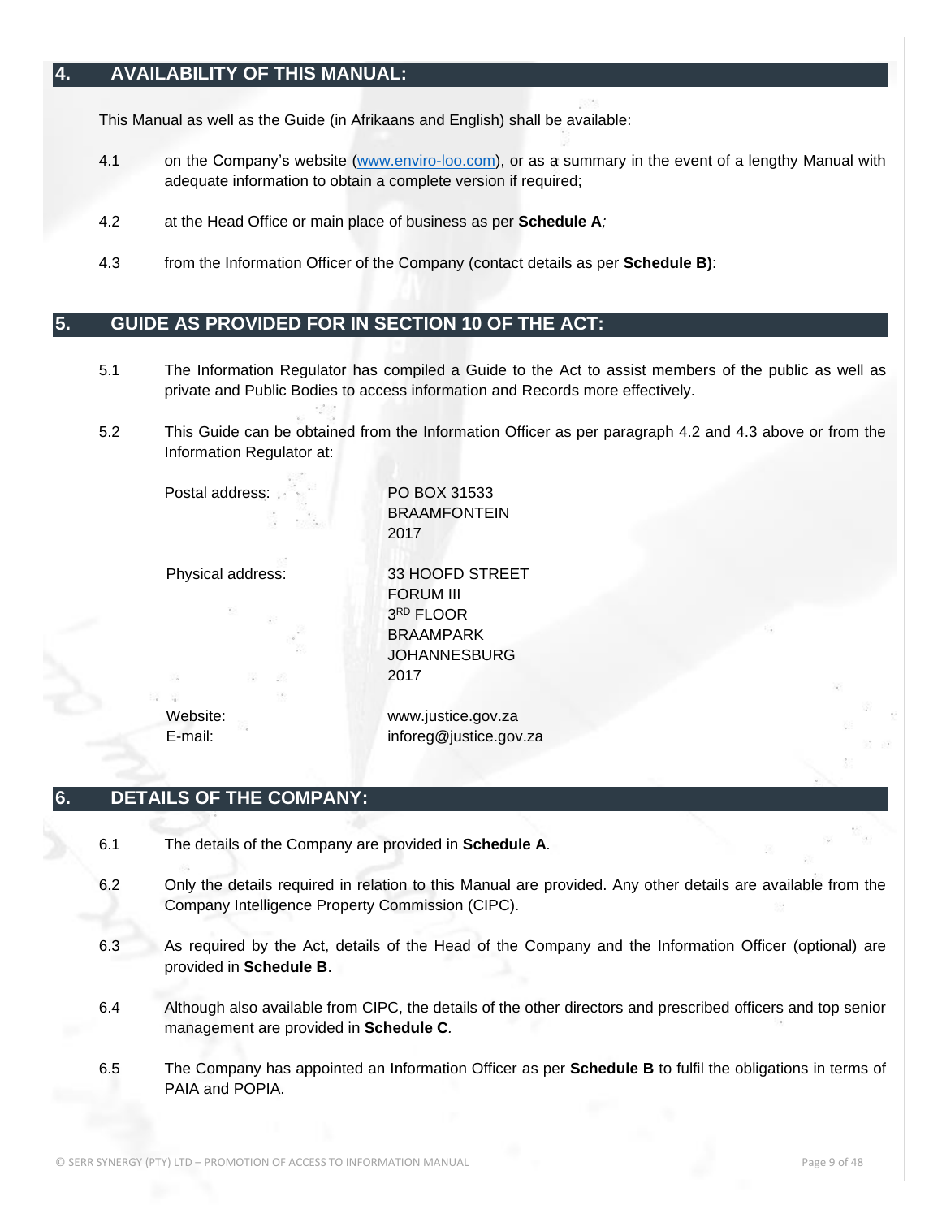## 4. AVAILABILITY OF THIS MANUAL:

This Manual as well as the Guide (in Afrikaans and English) shall be available:

4.1 on the Company's website (www.enviro-loo.com), or as a summary in the event of a lengthy Manual with adequate information to obtain a complete version if required;

4.2 at the Head Office or main place of business as per **Schedule A**;

4.3 from the Information Officer of the Company (contact details as per **Schedule B)**:

## 5. GUIDE AS PROVIDED FOR IN SECTION 10 OF THE ACT:

5.1 The Information Regulator has compiled a Guide to the Act to assist members of the public as well as private and Public Bodies to access information and Records more effectively.

5.2 This Guide can be obtained from the Information Officer as per paragraph 4.2 and 4.3 above or from the Information Regulator at:

Postal address:
PO BOX 31533
BRAAMFONTEIN
2017

Physical address:
33 HOOFD STREET
FORUM III
3RD FLOOR
BRAAMPARK
JOHANNESBURG
2017

Website: www.justice.gov.za
E-mail: inforeg@justice.gov.za

## 6. DETAILS OF THE COMPANY:

6.1 The details of the Company are provided in **Schedule A**.

6.2 Only the details required in relation to this Manual are provided. Any other details are available from the Company Intelligence Property Commission (CIPC).

6.3 As required by the Act, details of the Head of the Company and the Information Officer (optional) are provided in **Schedule B**.

6.4 Although also available from CIPC, the details of the other directors and prescribed officers and top senior management are provided in **Schedule C**.

6.5 The Company has appointed an Information Officer as per **Schedule B** to fulfil the obligations in terms of PAIA and POPIA.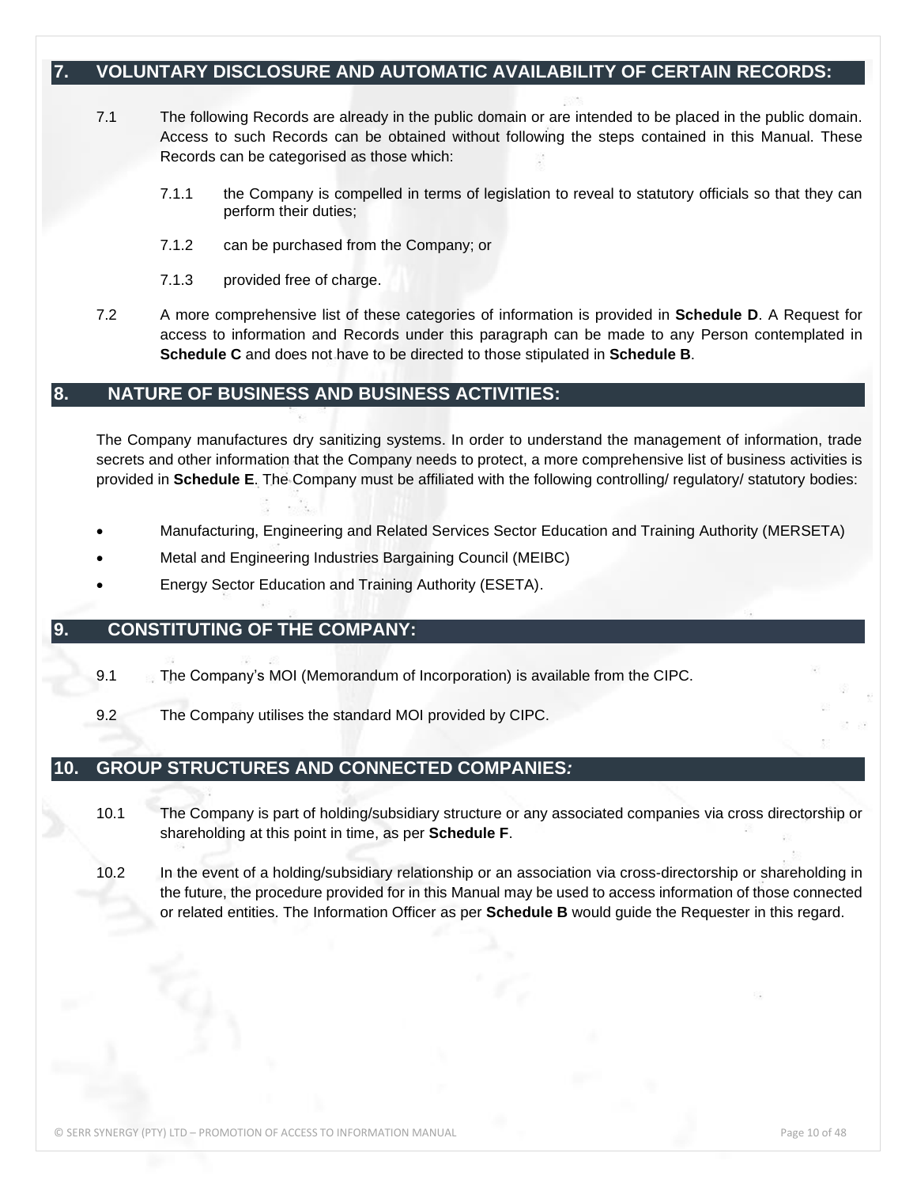## 7. VOLUNTARY DISCLOSURE AND AUTOMATIC AVAILABILITY OF CERTAIN RECORDS:

7.1 The following Records are already in the public domain or are intended to be placed in the public domain. Access to such Records can be obtained without following the steps contained in this Manual. These Records can be categorised as those which:

7.1.1 the Company is compelled in terms of legislation to reveal to statutory officials so that they can perform their duties;

7.1.2 can be purchased from the Company; or

7.1.3 provided free of charge.

7.2 A more comprehensive list of these categories of information is provided in **Schedule D**. A Request for access to information and Records under this paragraph can be made to any Person contemplated in **Schedule C** and does not have to be directed to those stipulated in **Schedule B**.

## 8. NATURE OF BUSINESS AND BUSINESS ACTIVITIES:

The Company manufactures dry sanitizing systems. In order to understand the management of information, trade secrets and other information that the Company needs to protect, a more comprehensive list of business activities is provided in **Schedule E**. The Company must be affiliated with the following controlling/ regulatory/ statutory bodies:

- Manufacturing, Engineering and Related Services Sector Education and Training Authority (MERSETA)
- Metal and Engineering Industries Bargaining Council (MEIBC)
- Energy Sector Education and Training Authority (ESETA).

## 9. CONSTITUTING OF THE COMPANY:

9.1 The Company's MOI (Memorandum of Incorporation) is available from the CIPC.

9.2 The Company utilises the standard MOI provided by CIPC.

## 10. GROUP STRUCTURES AND CONNECTED COMPANIES*:*

10.1 The Company is part of holding/subsidiary structure or any associated companies via cross directorship or shareholding at this point in time, as per **Schedule F**.

10.2 In the event of a holding/subsidiary relationship or an association via cross-directorship or shareholding in the future, the procedure provided for in this Manual may be used to access information of those connected or related entities. The Information Officer as per **Schedule B** would guide the Requester in this regard.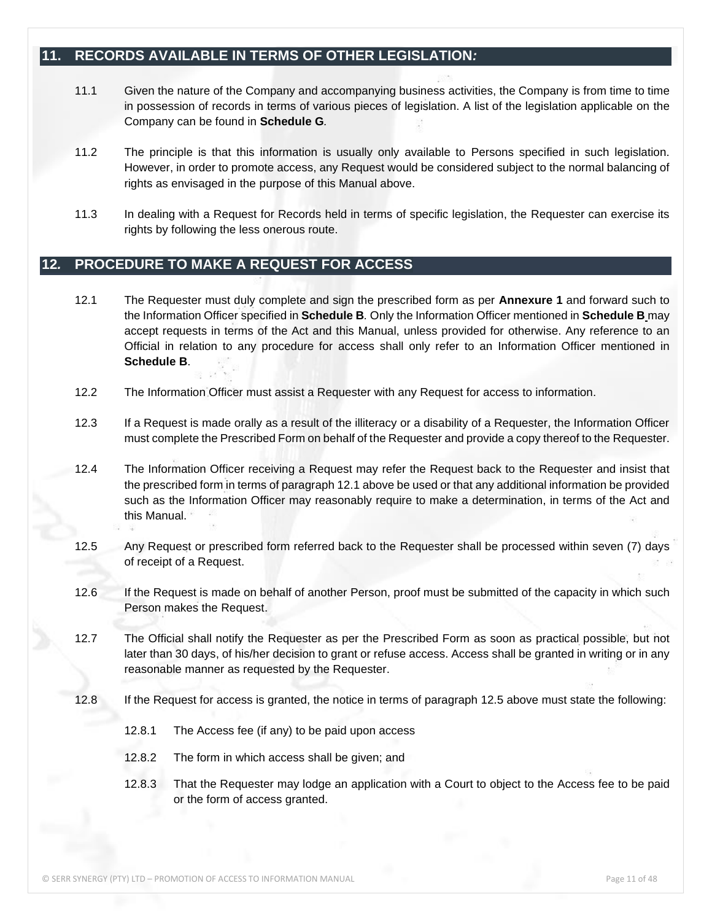## 11. RECORDS AVAILABLE IN TERMS OF OTHER LEGISLATION*:*

11.1 Given the nature of the Company and accompanying business activities, the Company is from time to time in possession of records in terms of various pieces of legislation. A list of the legislation applicable on the Company can be found in **Schedule G**.

11.2 The principle is that this information is usually only available to Persons specified in such legislation. However, in order to promote access, any Request would be considered subject to the normal balancing of rights as envisaged in the purpose of this Manual above.

11.3 In dealing with a Request for Records held in terms of specific legislation, the Requester can exercise its rights by following the less onerous route.

## 12. PROCEDURE TO MAKE A REQUEST FOR ACCESS

12.1 The Requester must duly complete and sign the prescribed form as per **Annexure 1** and forward such to the Information Officer specified in **Schedule B**. Only the Information Officer mentioned in **Schedule B** may accept requests in terms of the Act and this Manual, unless provided for otherwise. Any reference to an Official in relation to any procedure for access shall only refer to an Information Officer mentioned in **Schedule B**.

12.2 The Information Officer must assist a Requester with any Request for access to information.

12.3 If a Request is made orally as a result of the illiteracy or a disability of a Requester, the Information Officer must complete the Prescribed Form on behalf of the Requester and provide a copy thereof to the Requester.

12.4 The Information Officer receiving a Request may refer the Request back to the Requester and insist that the prescribed form in terms of paragraph 12.1 above be used or that any additional information be provided such as the Information Officer may reasonably require to make a determination, in terms of the Act and this Manual.

12.5 Any Request or prescribed form referred back to the Requester shall be processed within seven (7) days of receipt of a Request.

12.6 If the Request is made on behalf of another Person, proof must be submitted of the capacity in which such Person makes the Request.

12.7 The Official shall notify the Requester as per the Prescribed Form as soon as practical possible, but not later than 30 days, of his/her decision to grant or refuse access. Access shall be granted in writing or in any reasonable manner as requested by the Requester.

12.8 If the Request for access is granted, the notice in terms of paragraph 12.5 above must state the following:

12.8.1 The Access fee (if any) to be paid upon access

12.8.2 The form in which access shall be given; and

12.8.3 That the Requester may lodge an application with a Court to object to the Access fee to be paid or the form of access granted.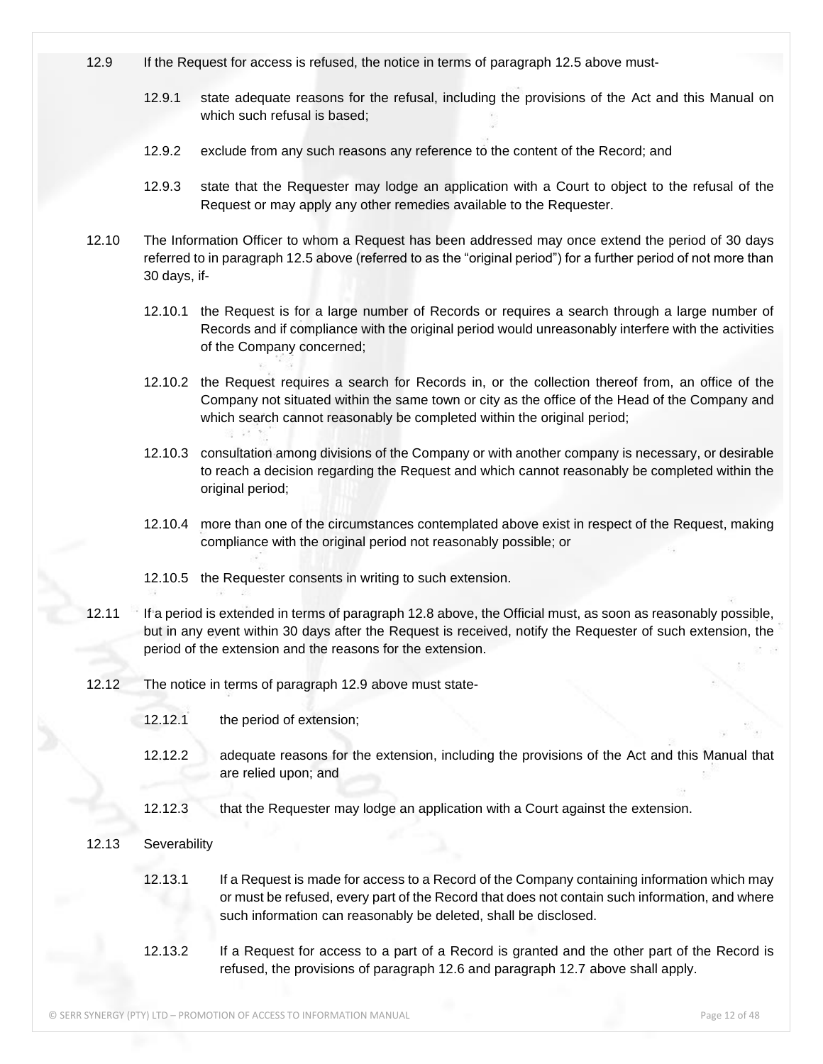12.9 If the Request for access is refused, the notice in terms of paragraph 12.5 above must-

12.9.1 state adequate reasons for the refusal, including the provisions of the Act and this Manual on which such refusal is based;

12.9.2 exclude from any such reasons any reference to the content of the Record; and

12.9.3 state that the Requester may lodge an application with a Court to object to the refusal of the Request or may apply any other remedies available to the Requester.

12.10 The Information Officer to whom a Request has been addressed may once extend the period of 30 days referred to in paragraph 12.5 above (referred to as the "original period") for a further period of not more than 30 days, if-

12.10.1 the Request is for a large number of Records or requires a search through a large number of Records and if compliance with the original period would unreasonably interfere with the activities of the Company concerned;

12.10.2 the Request requires a search for Records in, or the collection thereof from, an office of the Company not situated within the same town or city as the office of the Head of the Company and which search cannot reasonably be completed within the original period;

12.10.3 consultation among divisions of the Company or with another company is necessary, or desirable to reach a decision regarding the Request and which cannot reasonably be completed within the original period;

12.10.4 more than one of the circumstances contemplated above exist in respect of the Request, making compliance with the original period not reasonably possible; or

12.10.5 the Requester consents in writing to such extension.

12.11 If a period is extended in terms of paragraph 12.8 above, the Official must, as soon as reasonably possible, but in any event within 30 days after the Request is received, notify the Requester of such extension, the period of the extension and the reasons for the extension.

12.12 The notice in terms of paragraph 12.9 above must state-

12.12.1 the period of extension;

12.12.2 adequate reasons for the extension, including the provisions of the Act and this Manual that are relied upon; and

12.12.3 that the Requester may lodge an application with a Court against the extension.

12.13 Severability

12.13.1 If a Request is made for access to a Record of the Company containing information which may or must be refused, every part of the Record that does not contain such information, and where such information can reasonably be deleted, shall be disclosed.

12.13.2 If a Request for access to a part of a Record is granted and the other part of the Record is refused, the provisions of paragraph 12.6 and paragraph 12.7 above shall apply.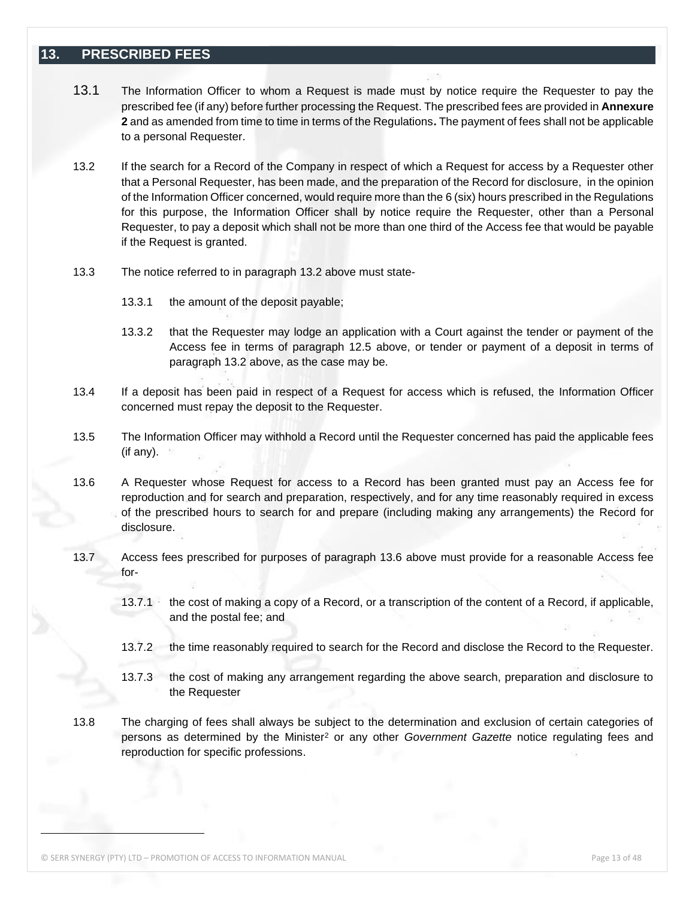## 13. PRESCRIBED FEES

13.1 The Information Officer to whom a Request is made must by notice require the Requester to pay the prescribed fee (if any) before further processing the Request. The prescribed fees are provided in **Annexure 2** and as amended from time to time in terms of the Regulations**.** The payment of fees shall not be applicable to a personal Requester.

13.2 If the search for a Record of the Company in respect of which a Request for access by a Requester other that a Personal Requester, has been made, and the preparation of the Record for disclosure, in the opinion of the Information Officer concerned, would require more than the 6 (six) hours prescribed in the Regulations for this purpose, the Information Officer shall by notice require the Requester, other than a Personal Requester, to pay a deposit which shall not be more than one third of the Access fee that would be payable if the Request is granted.

13.3 The notice referred to in paragraph 13.2 above must state-

13.3.1 the amount of the deposit payable;

13.3.2 that the Requester may lodge an application with a Court against the tender or payment of the Access fee in terms of paragraph 12.5 above, or tender or payment of a deposit in terms of paragraph 13.2 above, as the case may be.

13.4 If a deposit has been paid in respect of a Request for access which is refused, the Information Officer concerned must repay the deposit to the Requester.

13.5 The Information Officer may withhold a Record until the Requester concerned has paid the applicable fees (if any).

13.6 A Requester whose Request for access to a Record has been granted must pay an Access fee for reproduction and for search and preparation, respectively, and for any time reasonably required in excess of the prescribed hours to search for and prepare (including making any arrangements) the Record for disclosure.

13.7 Access fees prescribed for purposes of paragraph 13.6 above must provide for a reasonable Access fee for-

13.7.1 the cost of making a copy of a Record, or a transcription of the content of a Record, if applicable, and the postal fee; and

13.7.2 the time reasonably required to search for the Record and disclose the Record to the Requester.

13.7.3 the cost of making any arrangement regarding the above search, preparation and disclosure to the Requester

13.8 The charging of fees shall always be subject to the determination and exclusion of certain categories of persons as determined by the Minister[2] or any other *Government Gazette* notice regulating fees and reproduction for specific professions.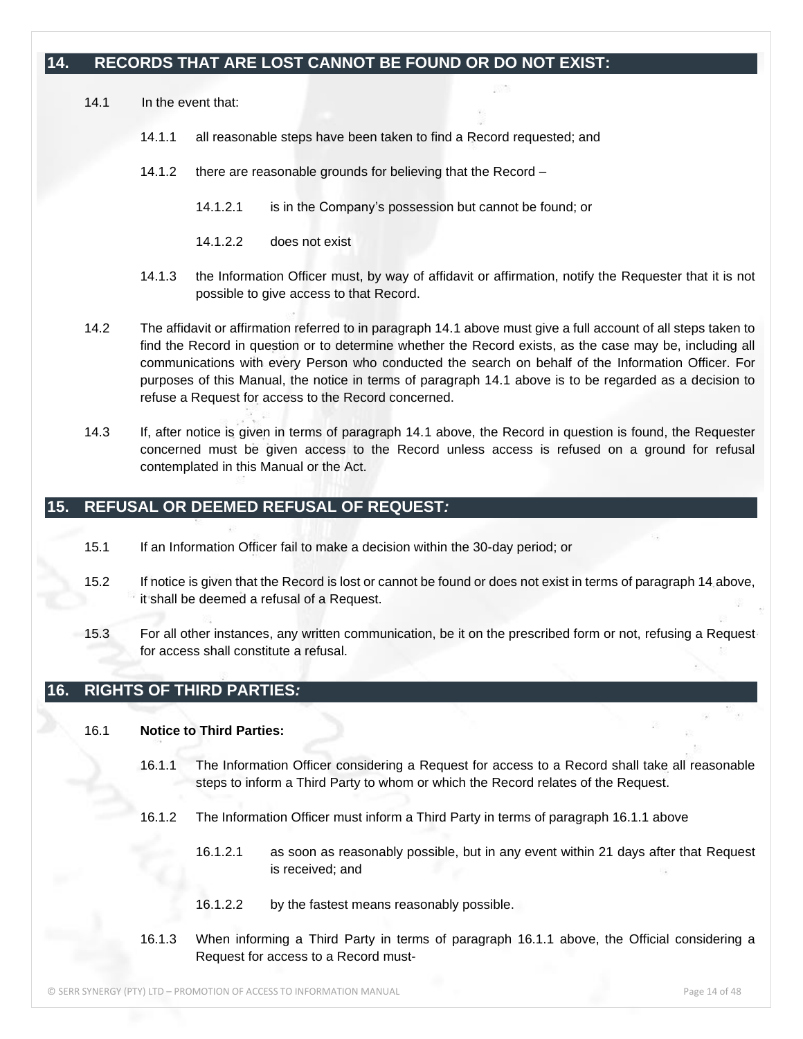## 14. RECORDS THAT ARE LOST CANNOT BE FOUND OR DO NOT EXIST:

14.1 In the event that:

14.1.1 all reasonable steps have been taken to find a Record requested; and

14.1.2 there are reasonable grounds for believing that the Record –

14.1.2.1 is in the Company's possession but cannot be found; or

14.1.2.2 does not exist

14.1.3 the Information Officer must, by way of affidavit or affirmation, notify the Requester that it is not possible to give access to that Record.

14.2 The affidavit or affirmation referred to in paragraph 14.1 above must give a full account of all steps taken to find the Record in question or to determine whether the Record exists, as the case may be, including all communications with every Person who conducted the search on behalf of the Information Officer. For purposes of this Manual, the notice in terms of paragraph 14.1 above is to be regarded as a decision to refuse a Request for access to the Record concerned.

14.3 If, after notice is given in terms of paragraph 14.1 above, the Record in question is found, the Requester concerned must be given access to the Record unless access is refused on a ground for refusal contemplated in this Manual or the Act.

## 15. REFUSAL OR DEEMED REFUSAL OF REQUEST*:*

15.1 If an Information Officer fail to make a decision within the 30-day period; or

15.2 If notice is given that the Record is lost or cannot be found or does not exist in terms of paragraph 14 above, it shall be deemed a refusal of a Request.

15.3 For all other instances, any written communication, be it on the prescribed form or not, refusing a Request for access shall constitute a refusal.

## 16. RIGHTS OF THIRD PARTIES*:*

16.1 **Notice to Third Parties:**

16.1.1 The Information Officer considering a Request for access to a Record shall take all reasonable steps to inform a Third Party to whom or which the Record relates of the Request.

16.1.2 The Information Officer must inform a Third Party in terms of paragraph 16.1.1 above

16.1.2.1 as soon as reasonably possible, but in any event within 21 days after that Request is received; and

16.1.2.2 by the fastest means reasonably possible.

16.1.3 When informing a Third Party in terms of paragraph 16.1.1 above, the Official considering a Request for access to a Record must-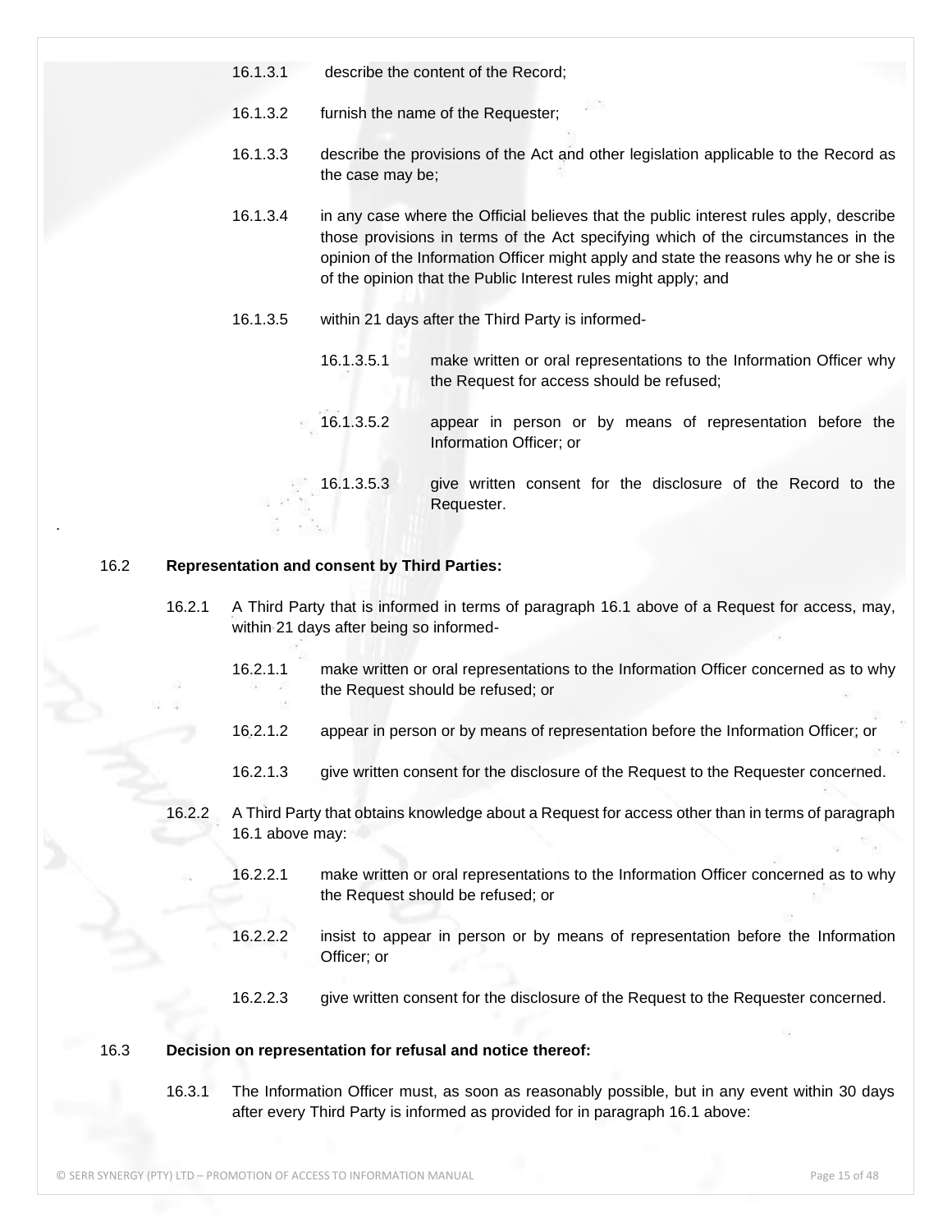16.1.3.1 describe the content of the Record;

16.1.3.2 furnish the name of the Requester;

16.1.3.3 describe the provisions of the Act and other legislation applicable to the Record as the case may be;

16.1.3.4 in any case where the Official believes that the public interest rules apply, describe those provisions in terms of the Act specifying which of the circumstances in the opinion of the Information Officer might apply and state the reasons why he or she is of the opinion that the Public Interest rules might apply; and

16.1.3.5 within 21 days after the Third Party is informed-

16.1.3.5.1 make written or oral representations to the Information Officer why the Request for access should be refused;

16.1.3.5.2 appear in person or by means of representation before the Information Officer; or

16.1.3.5.3 give written consent for the disclosure of the Record to the Requester.

.

16.2 **Representation and consent by Third Parties:**

16.2.1 A Third Party that is informed in terms of paragraph 16.1 above of a Request for access, may, within 21 days after being so informed-

16.2.1.1 make written or oral representations to the Information Officer concerned as to why the Request should be refused; or

16.2.1.2 appear in person or by means of representation before the Information Officer; or

16.2.1.3 give written consent for the disclosure of the Request to the Requester concerned.

16.2.2 A Third Party that obtains knowledge about a Request for access other than in terms of paragraph 16.1 above may:

16.2.2.1 make written or oral representations to the Information Officer concerned as to why the Request should be refused; or

16.2.2.2 insist to appear in person or by means of representation before the Information Officer; or

16.2.2.3 give written consent for the disclosure of the Request to the Requester concerned.

16.3 **Decision on representation for refusal and notice thereof:**

16.3.1 The Information Officer must, as soon as reasonably possible, but in any event within 30 days after every Third Party is informed as provided for in paragraph 16.1 above: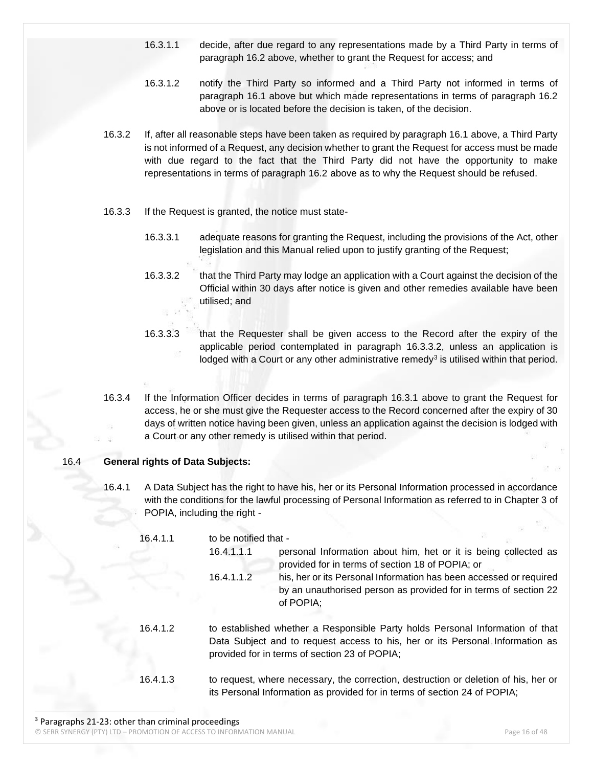16.3.1.1 decide, after due regard to any representations made by a Third Party in terms of paragraph 16.2 above, whether to grant the Request for access; and

16.3.1.2 notify the Third Party so informed and a Third Party not informed in terms of paragraph 16.1 above but which made representations in terms of paragraph 16.2 above or is located before the decision is taken, of the decision.

16.3.2 If, after all reasonable steps have been taken as required by paragraph 16.1 above, a Third Party is not informed of a Request, any decision whether to grant the Request for access must be made with due regard to the fact that the Third Party did not have the opportunity to make representations in terms of paragraph 16.2 above as to why the Request should be refused.

16.3.3 If the Request is granted, the notice must state-

16.3.3.1 adequate reasons for granting the Request, including the provisions of the Act, other legislation and this Manual relied upon to justify granting of the Request;

16.3.3.2 that the Third Party may lodge an application with a Court against the decision of the Official within 30 days after notice is given and other remedies available have been utilised; and

16.3.3.3 that the Requester shall be given access to the Record after the expiry of the applicable period contemplated in paragraph 16.3.3.2, unless an application is lodged with a Court or any other administrative remedy[3] is utilised within that period.

16.3.4 If the Information Officer decides in terms of paragraph 16.3.1 above to grant the Request for access, he or she must give the Requester access to the Record concerned after the expiry of 30 days of written notice having been given, unless an application against the decision is lodged with a Court or any other remedy is utilised within that period.

16.4 **General rights of Data Subjects:**

16.4.1 A Data Subject has the right to have his, her or its Personal Information processed in accordance with the conditions for the lawful processing of Personal Information as referred to in Chapter 3 of POPIA, including the right -

16.4.1.1 to be notified that -

16.4.1.1.1 personal Information about him, het or it is being collected as provided for in terms of section 18 of POPIA; or

16.4.1.1.2 his, her or its Personal Information has been accessed or required by an unauthorised person as provided for in terms of section 22 of POPIA;

16.4.1.2 to established whether a Responsible Party holds Personal Information of that Data Subject and to request access to his, her or its Personal Information as provided for in terms of section 23 of POPIA;

16.4.1.3 to request, where necessary, the correction, destruction or deletion of his, her or its Personal Information as provided for in terms of section 24 of POPIA;

[3] Paragraphs 21-23: other than criminal proceedings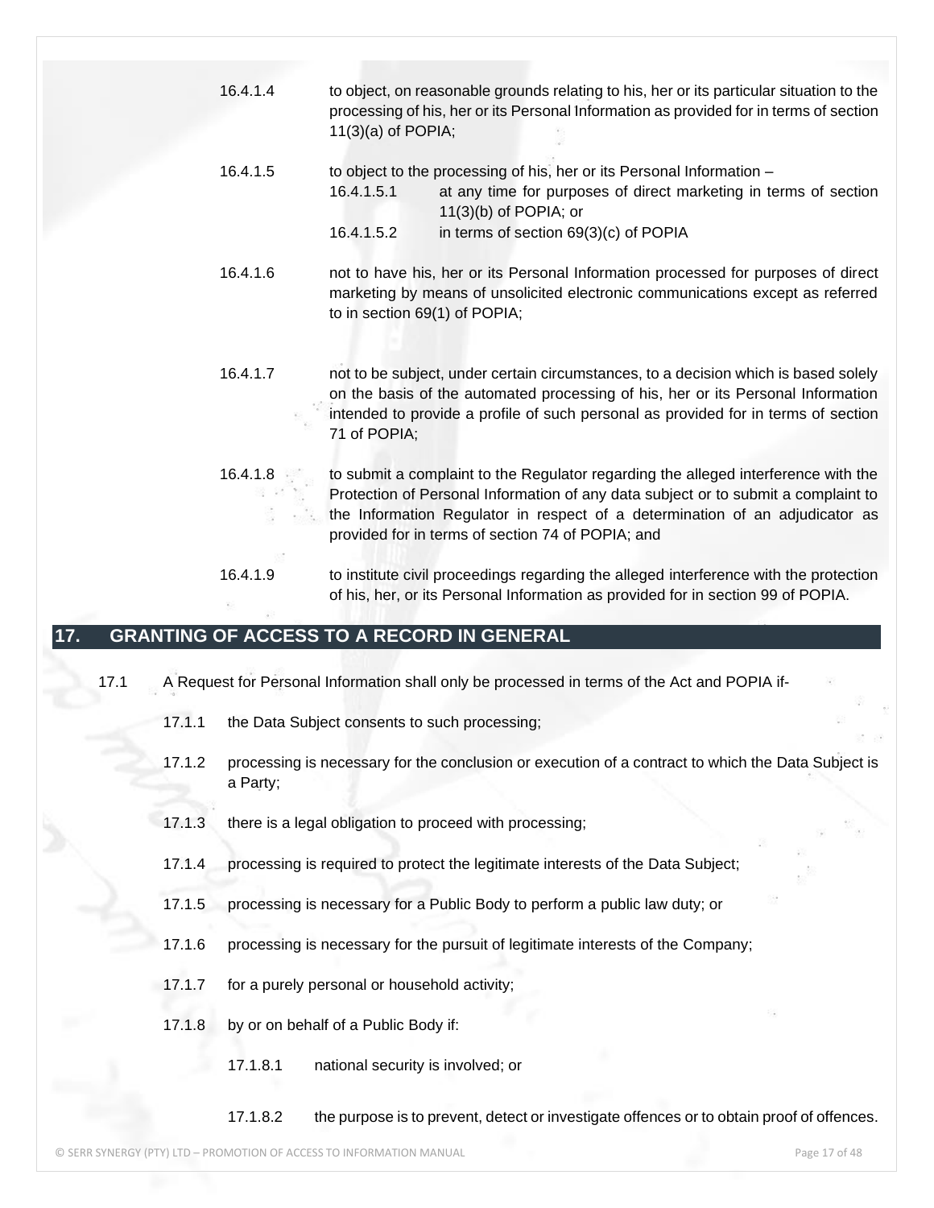16.4.1.4 to object, on reasonable grounds relating to his, her or its particular situation to the processing of his, her or its Personal Information as provided for in terms of section 11(3)(a) of POPIA;

16.4.1.5 to object to the processing of his, her or its Personal Information –

16.4.1.5.1 at any time for purposes of direct marketing in terms of section 11(3)(b) of POPIA; or

16.4.1.5.2 in terms of section 69(3)(c) of POPIA

16.4.1.6 not to have his, her or its Personal Information processed for purposes of direct marketing by means of unsolicited electronic communications except as referred to in section 69(1) of POPIA;

16.4.1.7 not to be subject, under certain circumstances, to a decision which is based solely on the basis of the automated processing of his, her or its Personal Information intended to provide a profile of such personal as provided for in terms of section 71 of POPIA;

16.4.1.8 to submit a complaint to the Regulator regarding the alleged interference with the Protection of Personal Information of any data subject or to submit a complaint to the Information Regulator in respect of a determination of an adjudicator as provided for in terms of section 74 of POPIA; and

16.4.1.9 to institute civil proceedings regarding the alleged interference with the protection of his, her, or its Personal Information as provided for in section 99 of POPIA.

## 17. GRANTING OF ACCESS TO A RECORD IN GENERAL

17.1 A Request for Personal Information shall only be processed in terms of the Act and POPIA if-

17.1.1 the Data Subject consents to such processing;

17.1.2 processing is necessary for the conclusion or execution of a contract to which the Data Subject is a Party;

17.1.3 there is a legal obligation to proceed with processing;

17.1.4 processing is required to protect the legitimate interests of the Data Subject;

17.1.5 processing is necessary for a Public Body to perform a public law duty; or

17.1.6 processing is necessary for the pursuit of legitimate interests of the Company;

17.1.7 for a purely personal or household activity;

17.1.8 by or on behalf of a Public Body if:

17.1.8.1 national security is involved; or

17.1.8.2 the purpose is to prevent, detect or investigate offences or to obtain proof of offences.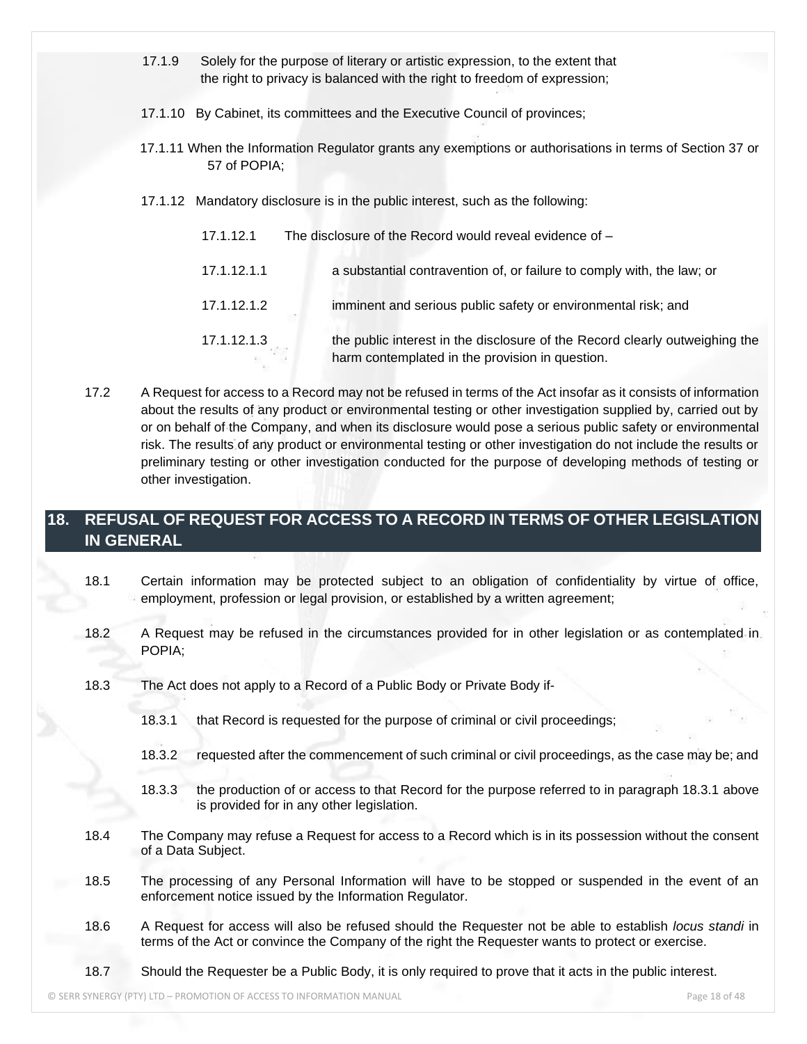17.1.9 Solely for the purpose of literary or artistic expression, to the extent that the right to privacy is balanced with the right to freedom of expression;

17.1.10 By Cabinet, its committees and the Executive Council of provinces;

17.1.11 When the Information Regulator grants any exemptions or authorisations in terms of Section 37 or 57 of POPIA;

17.1.12 Mandatory disclosure is in the public interest, such as the following:

17.1.12.1 The disclosure of the Record would reveal evidence of –

17.1.12.1.1 a substantial contravention of, or failure to comply with, the law; or

17.1.12.1.2 imminent and serious public safety or environmental risk; and

17.1.12.1.3 the public interest in the disclosure of the Record clearly outweighing the harm contemplated in the provision in question.

17.2 A Request for access to a Record may not be refused in terms of the Act insofar as it consists of information about the results of any product or environmental testing or other investigation supplied by, carried out by or on behalf of the Company, and when its disclosure would pose a serious public safety or environmental risk. The results of any product or environmental testing or other investigation do not include the results or preliminary testing or other investigation conducted for the purpose of developing methods of testing or other investigation.

## 18. REFUSAL OF REQUEST FOR ACCESS TO A RECORD IN TERMS OF OTHER LEGISLATION IN GENERAL

18.1 Certain information may be protected subject to an obligation of confidentiality by virtue of office, employment, profession or legal provision, or established by a written agreement;

18.2 A Request may be refused in the circumstances provided for in other legislation or as contemplated in POPIA;

18.3 The Act does not apply to a Record of a Public Body or Private Body if-

18.3.1 that Record is requested for the purpose of criminal or civil proceedings;

18.3.2 requested after the commencement of such criminal or civil proceedings, as the case may be; and

18.3.3 the production of or access to that Record for the purpose referred to in paragraph 18.3.1 above is provided for in any other legislation.

18.4 The Company may refuse a Request for access to a Record which is in its possession without the consent of a Data Subject.

18.5 The processing of any Personal Information will have to be stopped or suspended in the event of an enforcement notice issued by the Information Regulator.

18.6 A Request for access will also be refused should the Requester not be able to establish *locus standi* in terms of the Act or convince the Company of the right the Requester wants to protect or exercise.

18.7 Should the Requester be a Public Body, it is only required to prove that it acts in the public interest.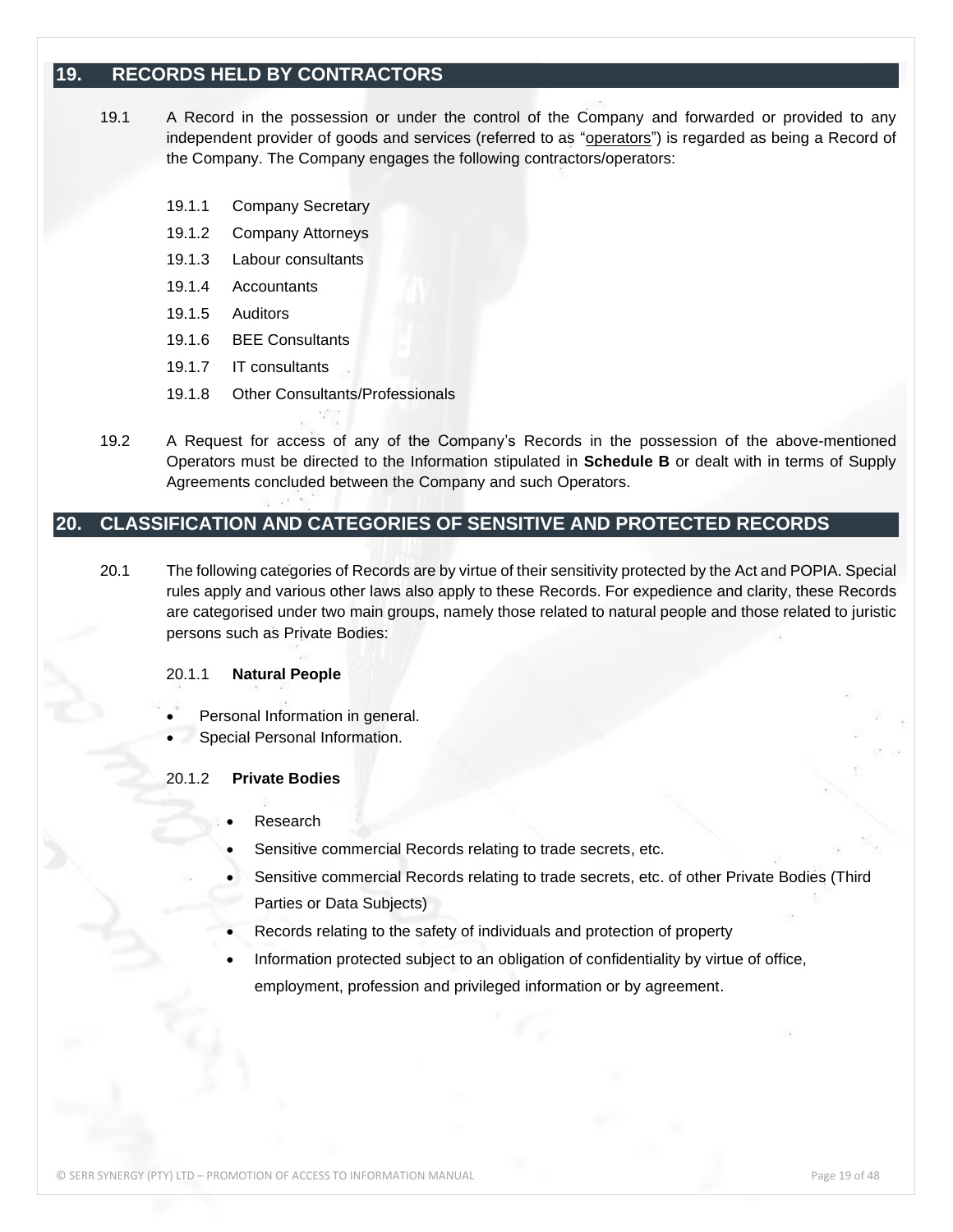## 19. RECORDS HELD BY CONTRACTORS

19.1 A Record in the possession or under the control of the Company and forwarded or provided to any independent provider of goods and services (referred to as "operators") is regarded as being a Record of the Company. The Company engages the following contractors/operators:

19.1.1 Company Secretary

19.1.2 Company Attorneys

19.1.3 Labour consultants

19.1.4 Accountants

19.1.5 Auditors

19.1.6 BEE Consultants

19.1.7 IT consultants

19.1.8 Other Consultants/Professionals

19.2 A Request for access of any of the Company's Records in the possession of the above-mentioned Operators must be directed to the Information stipulated in **Schedule B** or dealt with in terms of Supply Agreements concluded between the Company and such Operators.

## 20. CLASSIFICATION AND CATEGORIES OF SENSITIVE AND PROTECTED RECORDS

20.1 The following categories of Records are by virtue of their sensitivity protected by the Act and POPIA. Special rules apply and various other laws also apply to these Records. For expedience and clarity, these Records are categorised under two main groups, namely those related to natural people and those related to juristic persons such as Private Bodies:

20.1.1 **Natural People**

- Personal Information in general.
- Special Personal Information.

20.1.2 **Private Bodies**

- Research
- Sensitive commercial Records relating to trade secrets, etc.
- Sensitive commercial Records relating to trade secrets, etc. of other Private Bodies (Third Parties or Data Subjects)
- Records relating to the safety of individuals and protection of property
- Information protected subject to an obligation of confidentiality by virtue of office, employment, profession and privileged information or by agreement.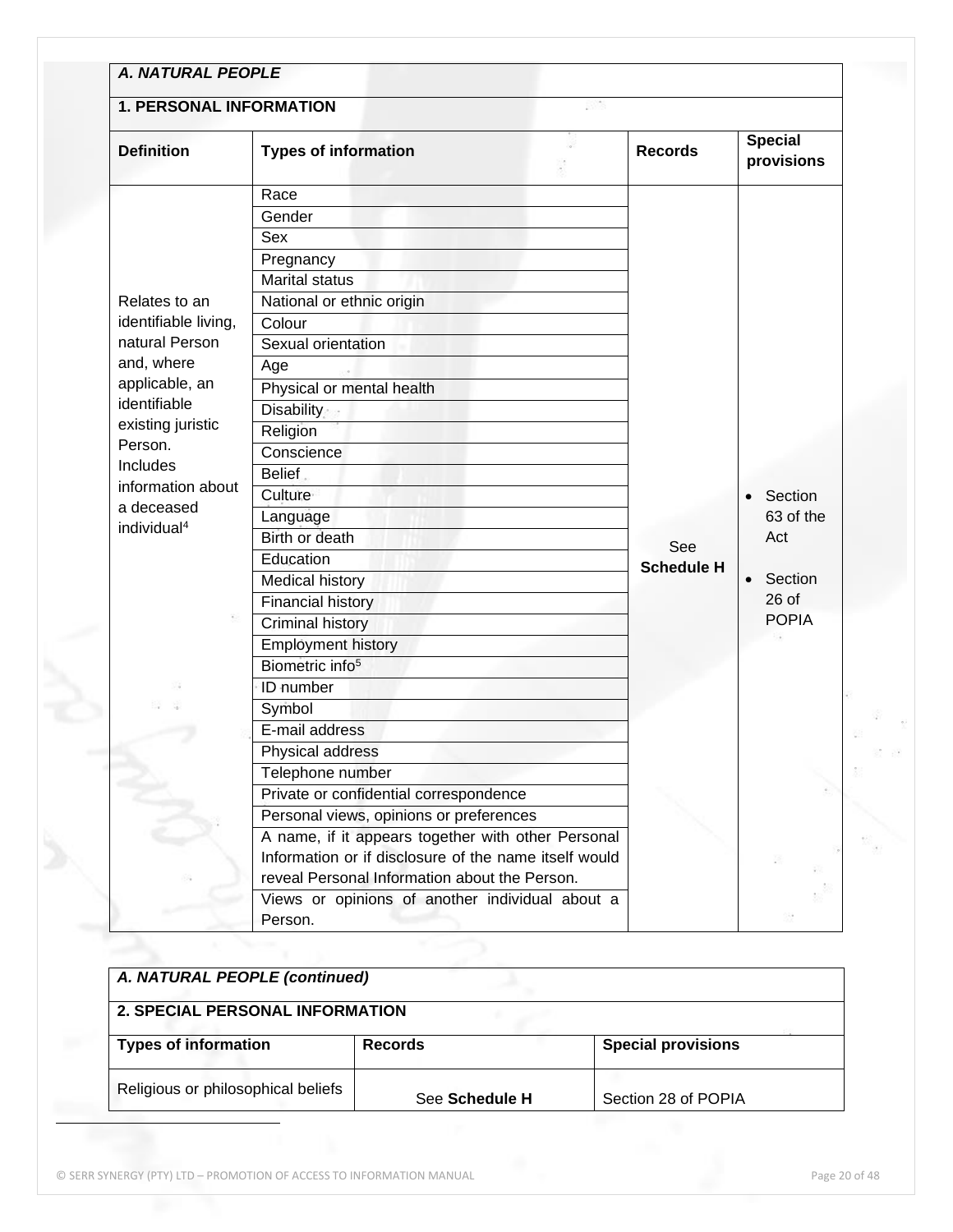| ***A. NATURAL PEOPLE*** | | | |
|---|---|---|---|
| **1. PERSONAL INFORMATION** | | | |
| **Definition** | **Types of information** | **Records** | **Special provisions** |
| Relates to an identifiable living, natural Person and, where applicable, an identifiable existing juristic Person. Includes information about a deceased individual[4] | Race | See **Schedule H** | • Section 63 of the Act<br>• Section 26 of POPIA |
| | Gender | | |
| | Sex | | |
| | Pregnancy | | |
| | Marital status | | |
| | National or ethnic origin | | |
| | Colour | | |
| | Sexual orientation | | |
| | Age | | |
| | Physical or mental health | | |
| | Disability | | |
| | Religion | | |
| | Conscience | | |
| | Belief | | |
| | Culture | | |
| | Language | | |
| | Birth or death | | |
| | Education | | |
| | Medical history | | |
| | Financial history | | |
| | Criminal history | | |
| | Employment history | | |
| | Biometric info[5] | | |
| | ID number | | |
| | Symbol | | |
| | E-mail address | | |
| | Physical address | | |
| | Telephone number | | |
| | Private or confidential correspondence | | |
| | Personal views, opinions or preferences | | |
| | A name, if it appears together with other Personal Information or if disclosure of the name itself would reveal Personal Information about the Person. | | |
| | Views or opinions of another individual about a Person. | | |

| ***A. NATURAL PEOPLE (continued)*** | | |
|---|---|---|
| **2. SPECIAL PERSONAL INFORMATION** | | |
| **Types of information** | **Records** | **Special provisions** |
| Religious or philosophical beliefs | See **Schedule H** | Section 28 of POPIA |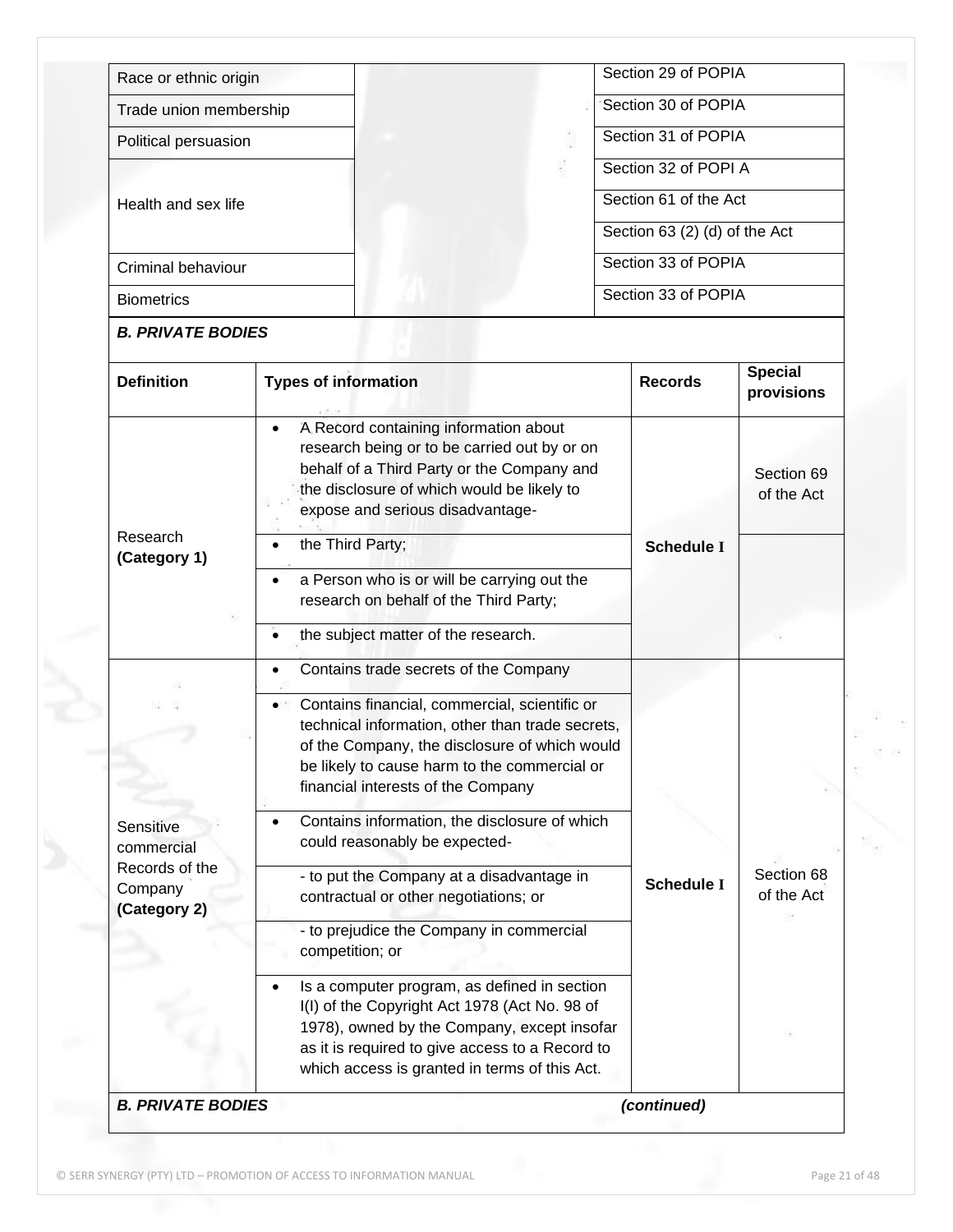| | | |
|---|---|---|
| Race or ethnic origin | | Section 29 of POPIA |
| Trade union membership | | Section 30 of POPIA |
| Political persuasion | | Section 31 of POPIA |
| Health and sex life | | Section 32 of POPI A |
| | | Section 61 of the Act |
| | | Section 63 (2) (d) of the Act |
| Criminal behaviour | | Section 33 of POPIA |
| Biometrics | | Section 33 of POPIA |

***B. PRIVATE BODIES***

| **Definition** | **Types of information** | **Records** | **Special provisions** |
|---|---|---|---|
| Research **(Category 1)** | • A Record containing information about research being or to be carried out by or on behalf of a Third Party or the Company and the disclosure of which would be likely to expose and serious disadvantage- | **Schedule I** | Section 69 of the Act |
| | • the Third Party; | | |
| | • a Person who is or will be carrying out the research on behalf of the Third Party; | | |
| | • the subject matter of the research. | | |
| Sensitive commercial Records of the Company **(Category 2)** | • Contains trade secrets of the Company | **Schedule I** | Section 68 of the Act |
| | • Contains financial, commercial, scientific or technical information, other than trade secrets, of the Company, the disclosure of which would be likely to cause harm to the commercial or financial interests of the Company | | |
| | • Contains information, the disclosure of which could reasonably be expected- | | |
| | - to put the Company at a disadvantage in contractual or other negotiations; or | | |
| | - to prejudice the Company in commercial competition; or | | |
| | • Is a computer program, as defined in section I(l) of the Copyright Act 1978 (Act No. 98 of 1978), owned by the Company, except insofar as it is required to give access to a Record to which access is granted in terms of this Act. | | |

***B. PRIVATE BODIES*** ***(continued)***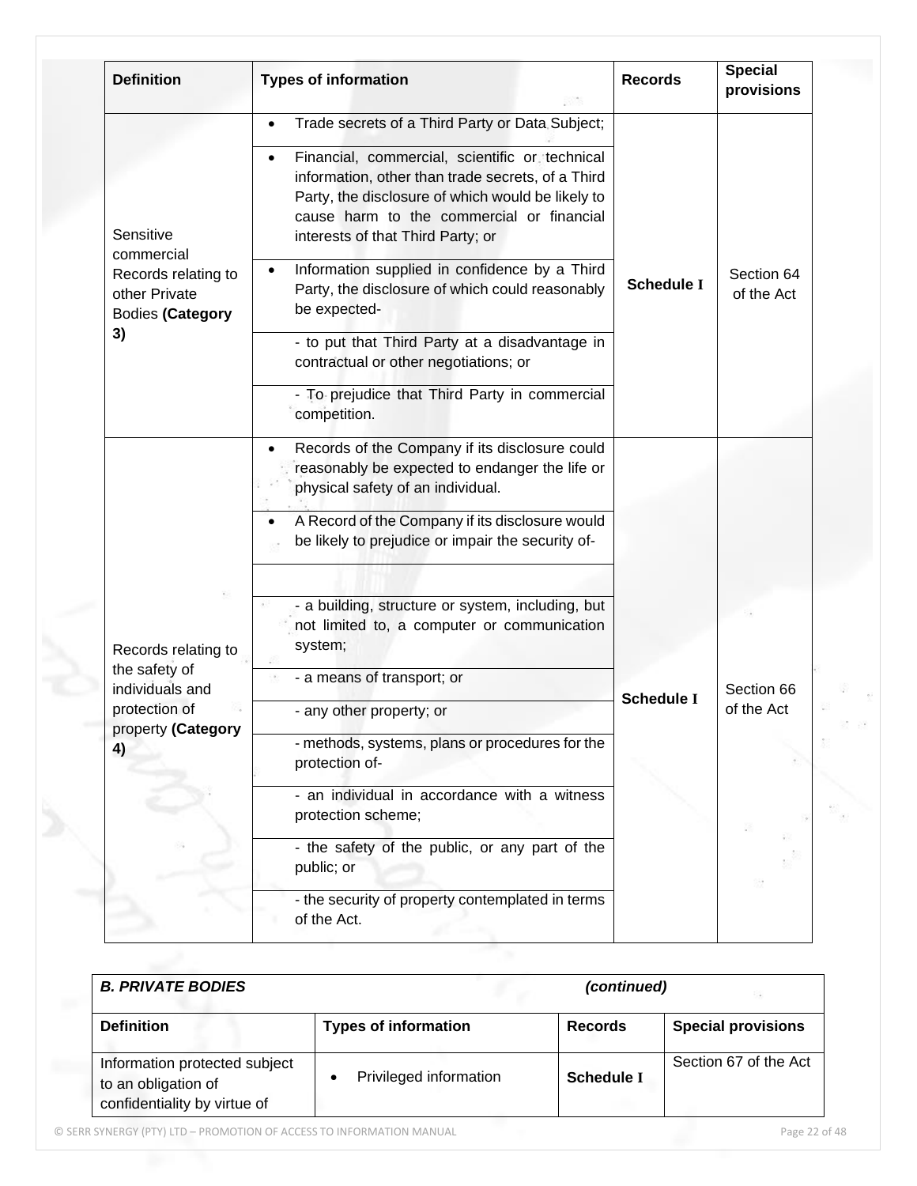| Definition | Types of information | Records | Special provisions |
|---|---|---|---|
| Sensitive commercial Records relating to other Private Bodies **(Category 3)** | • Trade secrets of a Third Party or Data Subject; | **Schedule I** | Section 64 of the Act |
| | • Financial, commercial, scientific or technical information, other than trade secrets, of a Third Party, the disclosure of which would be likely to cause harm to the commercial or financial interests of that Third Party; or | | |
| | • Information supplied in confidence by a Third Party, the disclosure of which could reasonably be expected- | | |
| | - to put that Third Party at a disadvantage in contractual or other negotiations; or | | |
| | - To prejudice that Third Party in commercial competition. | | |
| Records relating to the safety of individuals and protection of property **(Category 4)** | • Records of the Company if its disclosure could reasonably be expected to endanger the life or physical safety of an individual. | **Schedule I** | Section 66 of the Act |
| | • A Record of the Company if its disclosure would be likely to prejudice or impair the security of- | | |
| | | | |
| | - a building, structure or system, including, but not limited to, a computer or communication system; | | |
| | - a means of transport; or | | |
| | - any other property; or | | |
| | - methods, systems, plans or procedures for the protection of- | | |
| | - an individual in accordance with a witness protection scheme; | | |
| | - the safety of the public, or any part of the public; or | | |
| | - the security of property contemplated in terms of the Act. | | |

| ***B. PRIVATE BODIES*** | ***(continued)*** | | |
|---|---|---|---|
| **Definition** | **Types of information** | **Records** | **Special provisions** |
| Information protected subject to an obligation of confidentiality by virtue of | • Privileged information | **Schedule I** | Section 67 of the Act |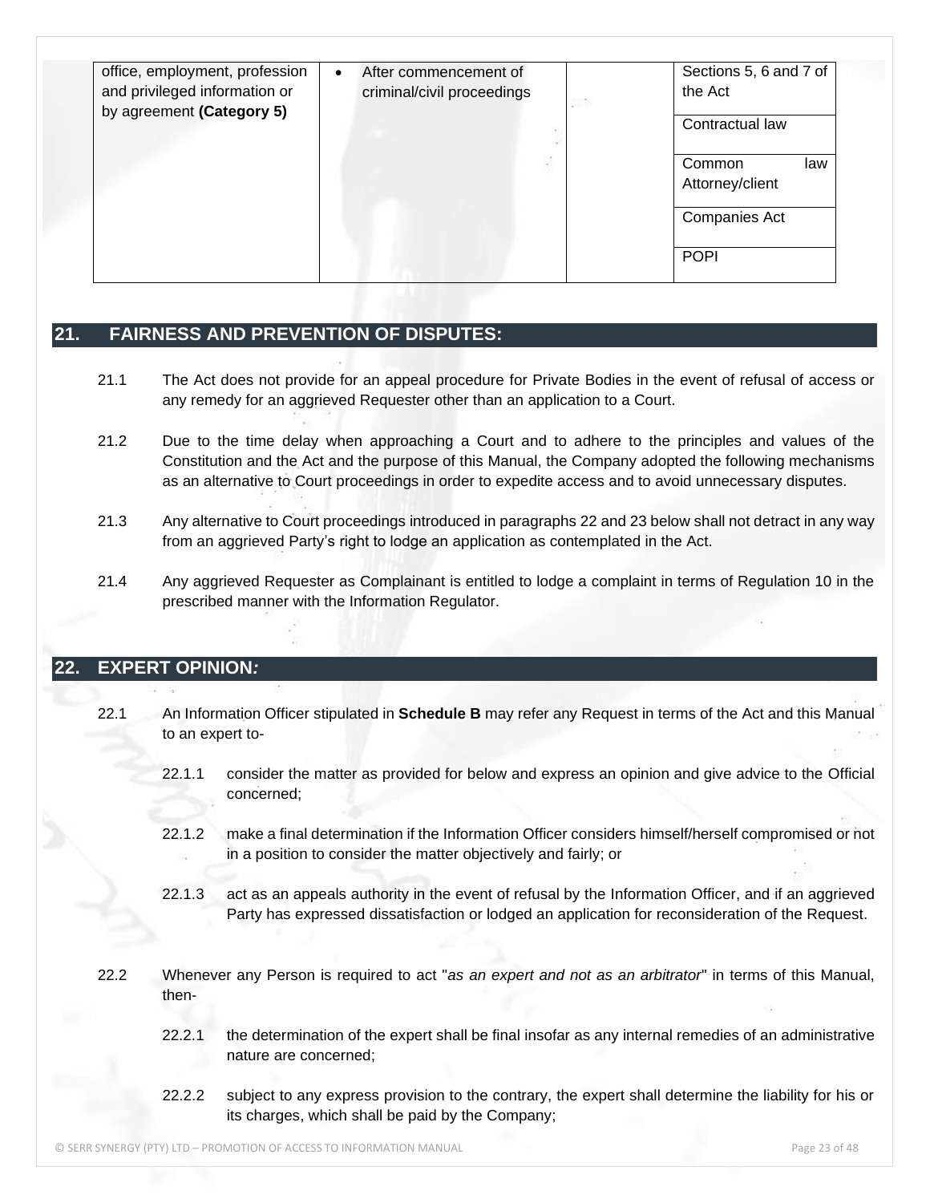| | | | |
|---|---|---|---|
| office, employment, profession and privileged information or by agreement **(Category 5)** | • After commencement of criminal/civil proceedings | | Sections 5, 6 and 7 of the Act |
| | | | Contractual law |
| | | | Common law Attorney/client |
| | | | Companies Act |
| | | | POPI |

## 21. FAIRNESS AND PREVENTION OF DISPUTES:

21.1 The Act does not provide for an appeal procedure for Private Bodies in the event of refusal of access or any remedy for an aggrieved Requester other than an application to a Court.

21.2 Due to the time delay when approaching a Court and to adhere to the principles and values of the Constitution and the Act and the purpose of this Manual, the Company adopted the following mechanisms as an alternative to Court proceedings in order to expedite access and to avoid unnecessary disputes.

21.3 Any alternative to Court proceedings introduced in paragraphs 22 and 23 below shall not detract in any way from an aggrieved Party's right to lodge an application as contemplated in the Act.

21.4 Any aggrieved Requester as Complainant is entitled to lodge a complaint in terms of Regulation 10 in the prescribed manner with the Information Regulator.

## 22. EXPERT OPINION*:*

22.1 An Information Officer stipulated in **Schedule B** may refer any Request in terms of the Act and this Manual to an expert to-

22.1.1 consider the matter as provided for below and express an opinion and give advice to the Official concerned;

22.1.2 make a final determination if the Information Officer considers himself/herself compromised or not in a position to consider the matter objectively and fairly; or

22.1.3 act as an appeals authority in the event of refusal by the Information Officer, and if an aggrieved Party has expressed dissatisfaction or lodged an application for reconsideration of the Request.

22.2 Whenever any Person is required to act "*as an expert and not as an arbitrator*" in terms of this Manual, then-

22.2.1 the determination of the expert shall be final insofar as any internal remedies of an administrative nature are concerned;

22.2.2 subject to any express provision to the contrary, the expert shall determine the liability for his or its charges, which shall be paid by the Company;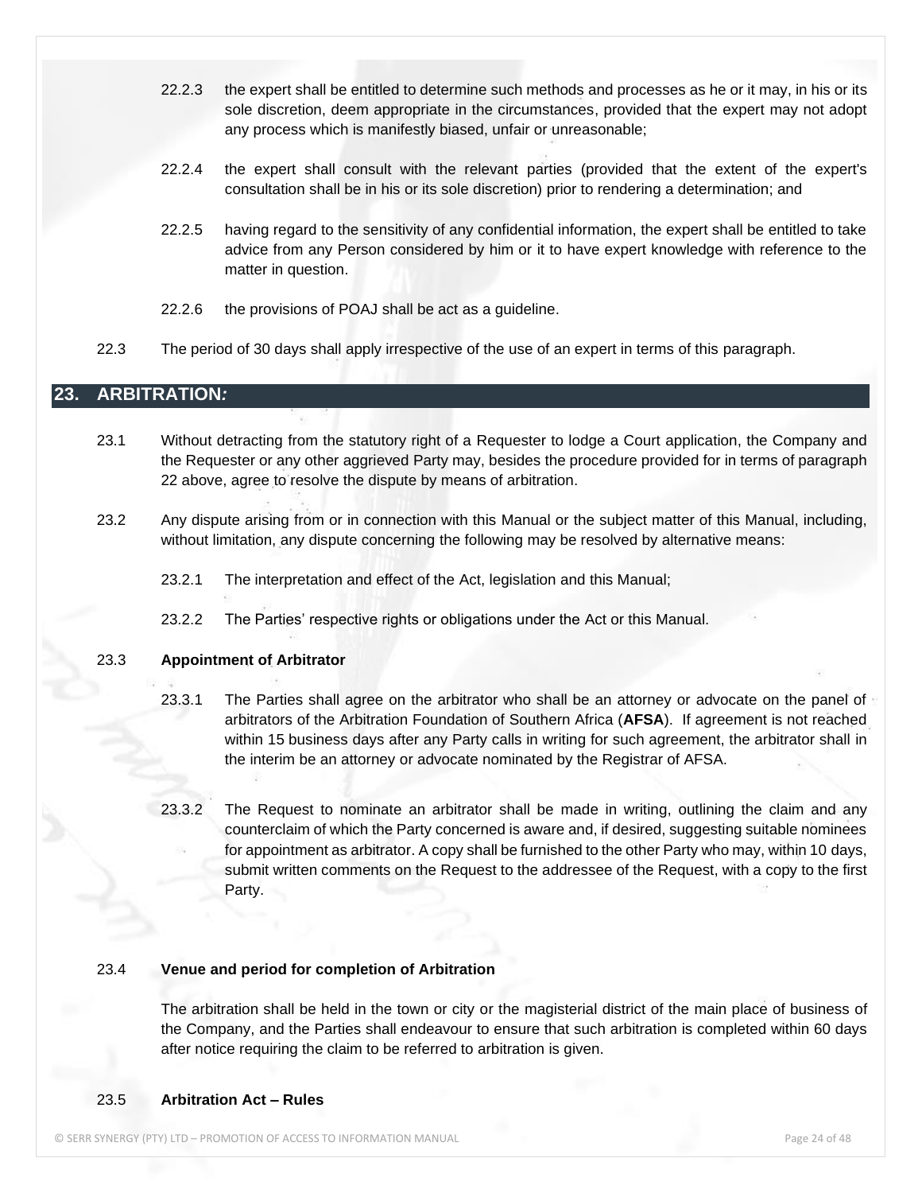22.2.3 the expert shall be entitled to determine such methods and processes as he or it may, in his or its sole discretion, deem appropriate in the circumstances, provided that the expert may not adopt any process which is manifestly biased, unfair or unreasonable;

22.2.4 the expert shall consult with the relevant parties (provided that the extent of the expert's consultation shall be in his or its sole discretion) prior to rendering a determination; and

22.2.5 having regard to the sensitivity of any confidential information, the expert shall be entitled to take advice from any Person considered by him or it to have expert knowledge with reference to the matter in question.

22.2.6 the provisions of POAJ shall be act as a guideline.

22.3 The period of 30 days shall apply irrespective of the use of an expert in terms of this paragraph.

## 23. ARBITRATION*:*

23.1 Without detracting from the statutory right of a Requester to lodge a Court application, the Company and the Requester or any other aggrieved Party may, besides the procedure provided for in terms of paragraph 22 above, agree to resolve the dispute by means of arbitration.

23.2 Any dispute arising from or in connection with this Manual or the subject matter of this Manual, including, without limitation, any dispute concerning the following may be resolved by alternative means:

23.2.1 The interpretation and effect of the Act, legislation and this Manual;

23.2.2 The Parties' respective rights or obligations under the Act or this Manual.

23.3 **Appointment of Arbitrator**

23.3.1 The Parties shall agree on the arbitrator who shall be an attorney or advocate on the panel of arbitrators of the Arbitration Foundation of Southern Africa (**AFSA**). If agreement is not reached within 15 business days after any Party calls in writing for such agreement, the arbitrator shall in the interim be an attorney or advocate nominated by the Registrar of AFSA.

23.3.2 The Request to nominate an arbitrator shall be made in writing, outlining the claim and any counterclaim of which the Party concerned is aware and, if desired, suggesting suitable nominees for appointment as arbitrator. A copy shall be furnished to the other Party who may, within 10 days, submit written comments on the Request to the addressee of the Request, with a copy to the first Party.

23.4 **Venue and period for completion of Arbitration**

The arbitration shall be held in the town or city or the magisterial district of the main place of business of the Company, and the Parties shall endeavour to ensure that such arbitration is completed within 60 days after notice requiring the claim to be referred to arbitration is given.

23.5 **Arbitration Act – Rules**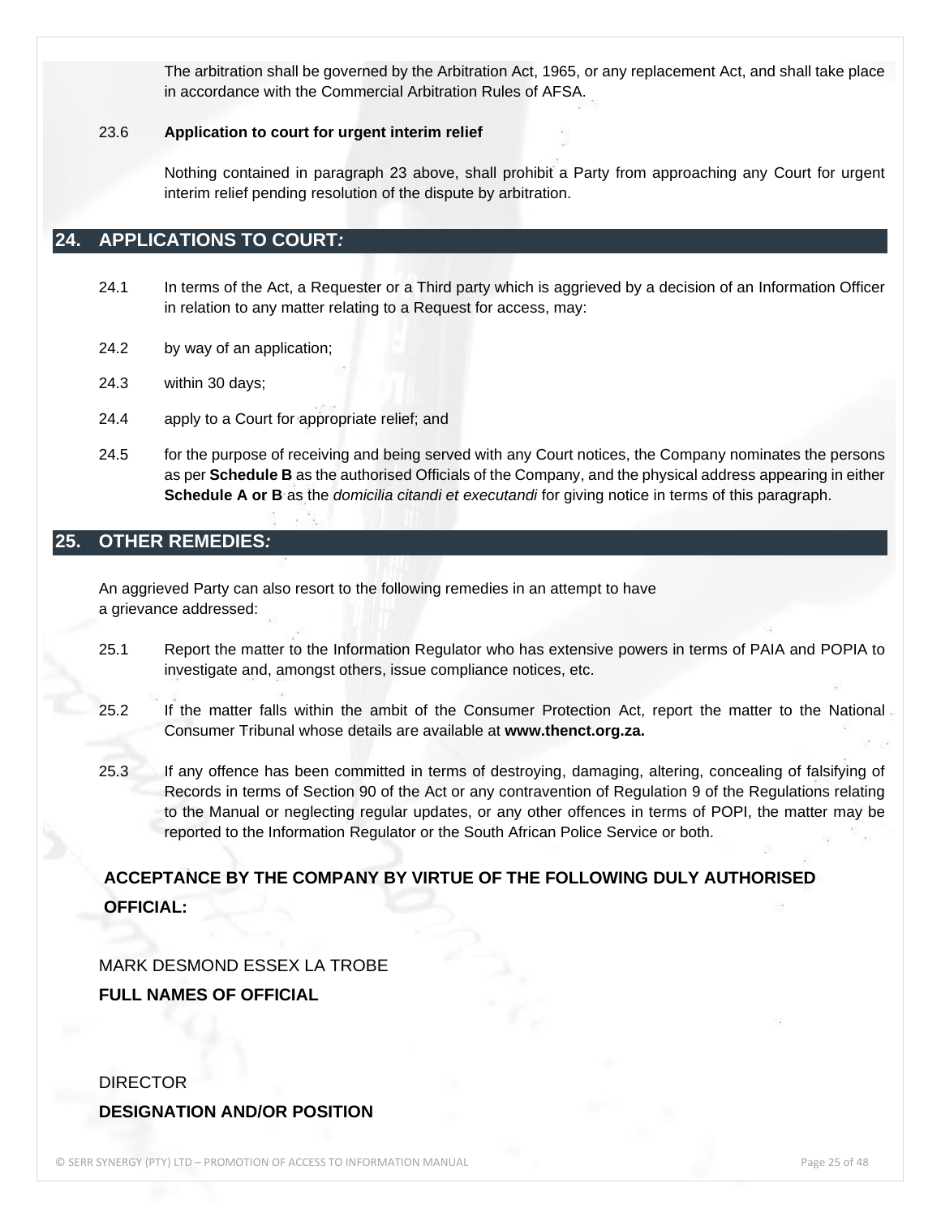The arbitration shall be governed by the Arbitration Act, 1965, or any replacement Act, and shall take place in accordance with the Commercial Arbitration Rules of AFSA.

23.6 **Application to court for urgent interim relief**

Nothing contained in paragraph 23 above, shall prohibit a Party from approaching any Court for urgent interim relief pending resolution of the dispute by arbitration.

## 24. APPLICATIONS TO COURT*:*

24.1 In terms of the Act, a Requester or a Third party which is aggrieved by a decision of an Information Officer in relation to any matter relating to a Request for access, may:

24.2 by way of an application;

24.3 within 30 days;

24.4 apply to a Court for appropriate relief; and

24.5 for the purpose of receiving and being served with any Court notices, the Company nominates the persons as per **Schedule B** as the authorised Officials of the Company, and the physical address appearing in either **Schedule A or B** as the *domicilia citandi et executandi* for giving notice in terms of this paragraph.

## 25. OTHER REMEDIES*:*

An aggrieved Party can also resort to the following remedies in an attempt to have a grievance addressed:

25.1 Report the matter to the Information Regulator who has extensive powers in terms of PAIA and POPIA to investigate and, amongst others, issue compliance notices, etc.

25.2 If the matter falls within the ambit of the Consumer Protection Act, report the matter to the National Consumer Tribunal whose details are available at **www.thenct.org.za.**

25.3 If any offence has been committed in terms of destroying, damaging, altering, concealing of falsifying of Records in terms of Section 90 of the Act or any contravention of Regulation 9 of the Regulations relating to the Manual or neglecting regular updates, or any other offences in terms of POPI, the matter may be reported to the Information Regulator or the South African Police Service or both.

**ACCEPTANCE BY THE COMPANY BY VIRTUE OF THE FOLLOWING DULY AUTHORISED OFFICIAL:**

MARK DESMOND ESSEX LA TROBE

**FULL NAMES OF OFFICIAL**

DIRECTOR

**DESIGNATION AND/OR POSITION**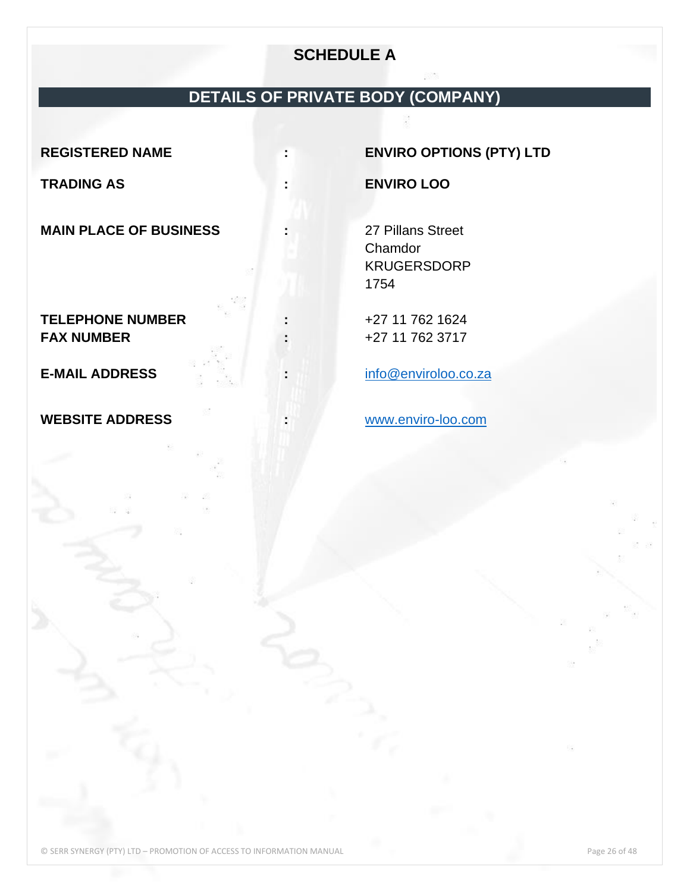# SCHEDULE A

## DETAILS OF PRIVATE BODY (COMPANY)

| | | |
|---|---|---|
| **REGISTERED NAME** | : | **ENVIRO OPTIONS (PTY) LTD** |
| **TRADING AS** | : | **ENVIRO LOO** |
| **MAIN PLACE OF BUSINESS** | : | 27 Pillans Street<br>Chamdor<br>KRUGERSDORP<br>1754 |
| **TELEPHONE NUMBER** | : | +27 11 762 1624 |
| **FAX NUMBER** | : | +27 11 762 3717 |
| **E-MAIL ADDRESS** | : | info@enviroloo.co.za |
| **WEBSITE ADDRESS** | : | www.enviro-loo.com |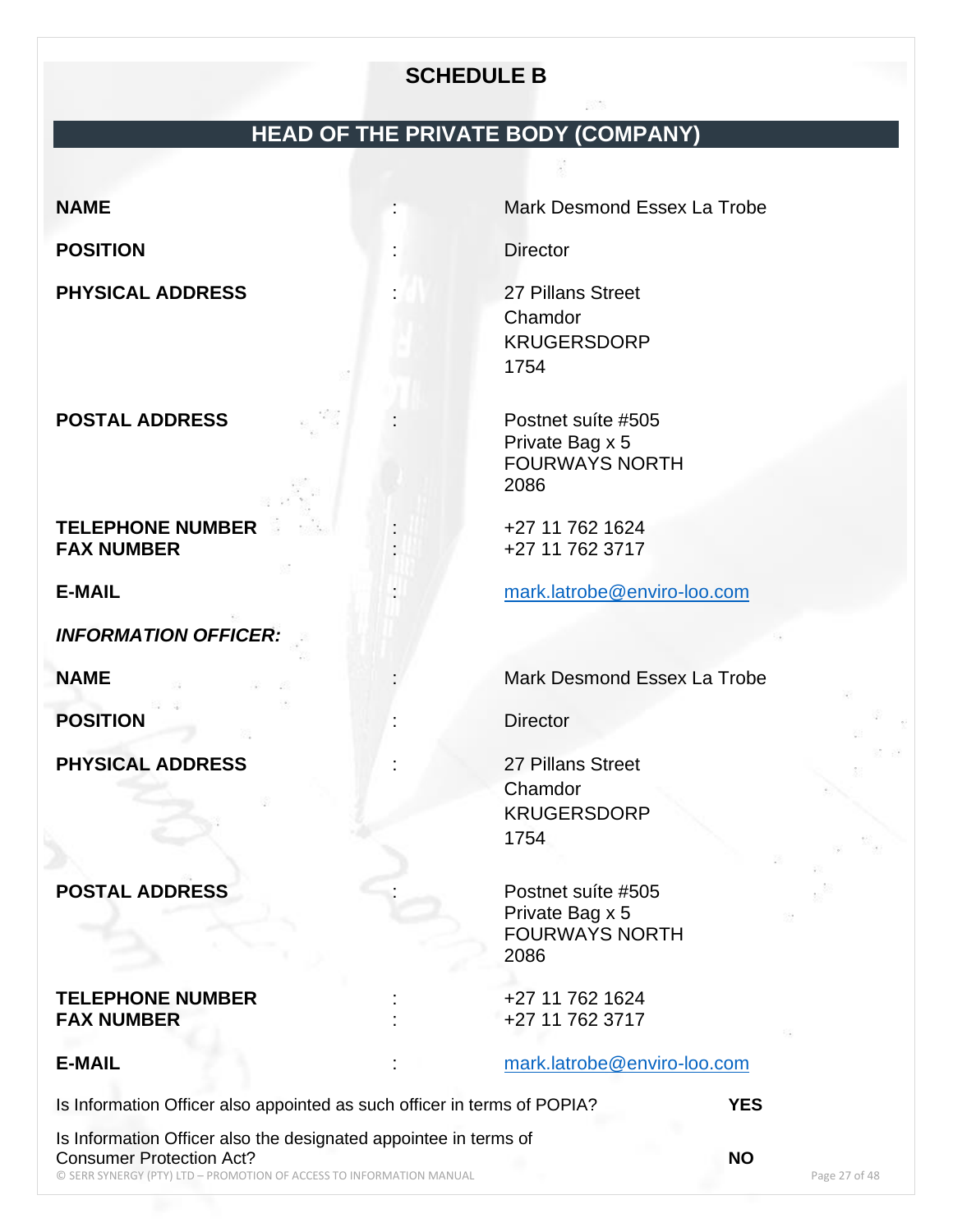## SCHEDULE B

## HEAD OF THE PRIVATE BODY (COMPANY)

| | | |
|---|---|---|
| **NAME** | : | Mark Desmond Essex La Trobe |
| **POSITION** | : | Director |
| **PHYSICAL ADDRESS** | : | 27 Pillans Street<br>Chamdor<br>KRUGERSDORP<br>1754 |
| **POSTAL ADDRESS** | : | Postnet suíte #505<br>Private Bag x 5<br>FOURWAYS NORTH<br>2086 |
| **TELEPHONE NUMBER** | : | +27 11 762 1624 |
| **FAX NUMBER** | : | +27 11 762 3717 |
| **E-MAIL** | : | mark.latrobe@enviro-loo.com |

***INFORMATION OFFICER:***

| | | |
|---|---|---|
| **NAME** | : | Mark Desmond Essex La Trobe |
| **POSITION** | : | Director |
| **PHYSICAL ADDRESS** | : | 27 Pillans Street<br>Chamdor<br>KRUGERSDORP<br>1754 |
| **POSTAL ADDRESS** | : | Postnet suíte #505<br>Private Bag x 5<br>FOURWAYS NORTH<br>2086 |
| **TELEPHONE NUMBER** | : | +27 11 762 1624 |
| **FAX NUMBER** | : | +27 11 762 3717 |
| **E-MAIL** | : | mark.latrobe@enviro-loo.com |

| | |
|---|---|
| Is Information Officer also appointed as such officer in terms of POPIA? | **YES** |
| Is Information Officer also the designated appointee in terms of Consumer Protection Act? | **NO** |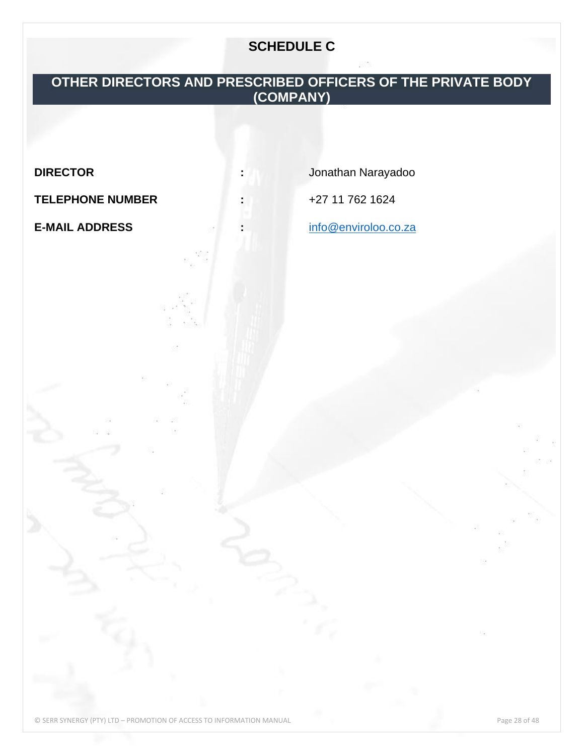# SCHEDULE C

## OTHER DIRECTORS AND PRESCRIBED OFFICERS OF THE PRIVATE BODY (COMPANY)

| | | |
|---|---|---|
| **DIRECTOR** | **:** | Jonathan Narayadoo |
| **TELEPHONE NUMBER** | **:** | +27 11 762 1624 |
| **E-MAIL ADDRESS** | **:** | info@enviroloo.co.za |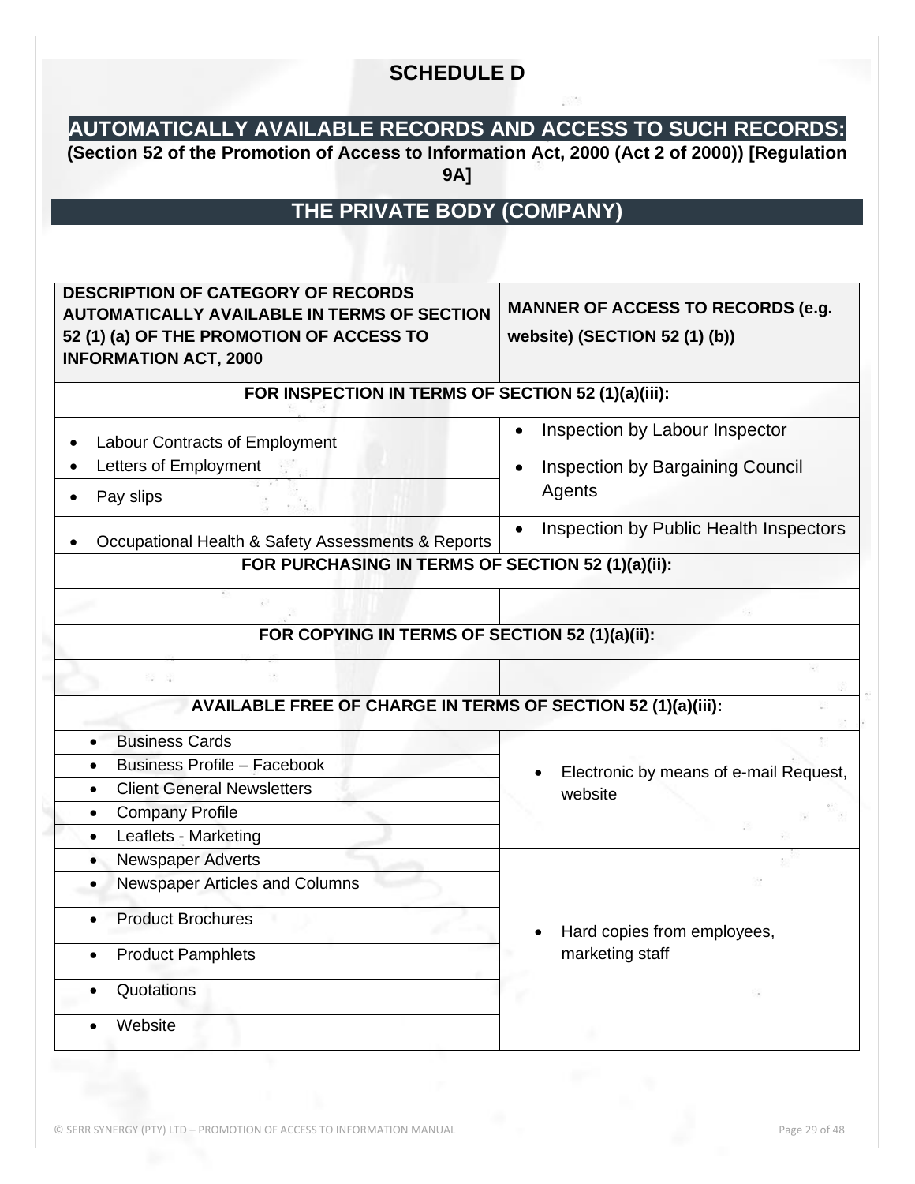# SCHEDULE D

## AUTOMATICALLY AVAILABLE RECORDS AND ACCESS TO SUCH RECORDS:

**(Section 52 of the Promotion of Access to Information Act, 2000 (Act 2 of 2000)) [Regulation 9A]**

## THE PRIVATE BODY (COMPANY)

| DESCRIPTION OF CATEGORY OF RECORDS AUTOMATICALLY AVAILABLE IN TERMS OF SECTION 52 (1) (a) OF THE PROMOTION OF ACCESS TO INFORMATION ACT, 2000 | MANNER OF ACCESS TO RECORDS (e.g. website) (SECTION 52 (1) (b)) |
|---|---|
| **FOR INSPECTION IN TERMS OF SECTION 52 (1)(a)(iii):** | |
| • Labour Contracts of Employment | • Inspection by Labour Inspector |
| • Letters of Employment | • Inspection by Bargaining Council Agents |
| • Pay slips | |
| • Occupational Health & Safety Assessments & Reports | • Inspection by Public Health Inspectors |
| **FOR PURCHASING IN TERMS OF SECTION 52 (1)(a)(ii):** | |
| | |
| **FOR COPYING IN TERMS OF SECTION 52 (1)(a)(ii):** | |
| | |
| **AVAILABLE FREE OF CHARGE IN TERMS OF SECTION 52 (1)(a)(iii):** | |
| • Business Cards | • Electronic by means of e-mail Request, website |
| • Business Profile – Facebook | |
| • Client General Newsletters | |
| • Company Profile | |
| • Leaflets - Marketing | |
| • Newspaper Adverts | • Hard copies from employees, marketing staff |
| • Newspaper Articles and Columns | |
| • Product Brochures | |
| • Product Pamphlets | |
| • Quotations | |
| • Website | |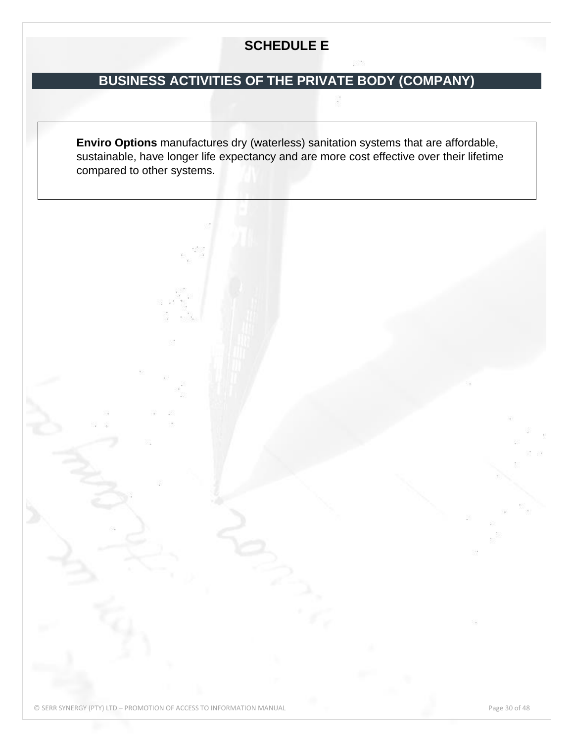# SCHEDULE E

## BUSINESS ACTIVITIES OF THE PRIVATE BODY (COMPANY)

**Enviro Options** manufactures dry (waterless) sanitation systems that are affordable, sustainable, have longer life expectancy and are more cost effective over their lifetime compared to other systems.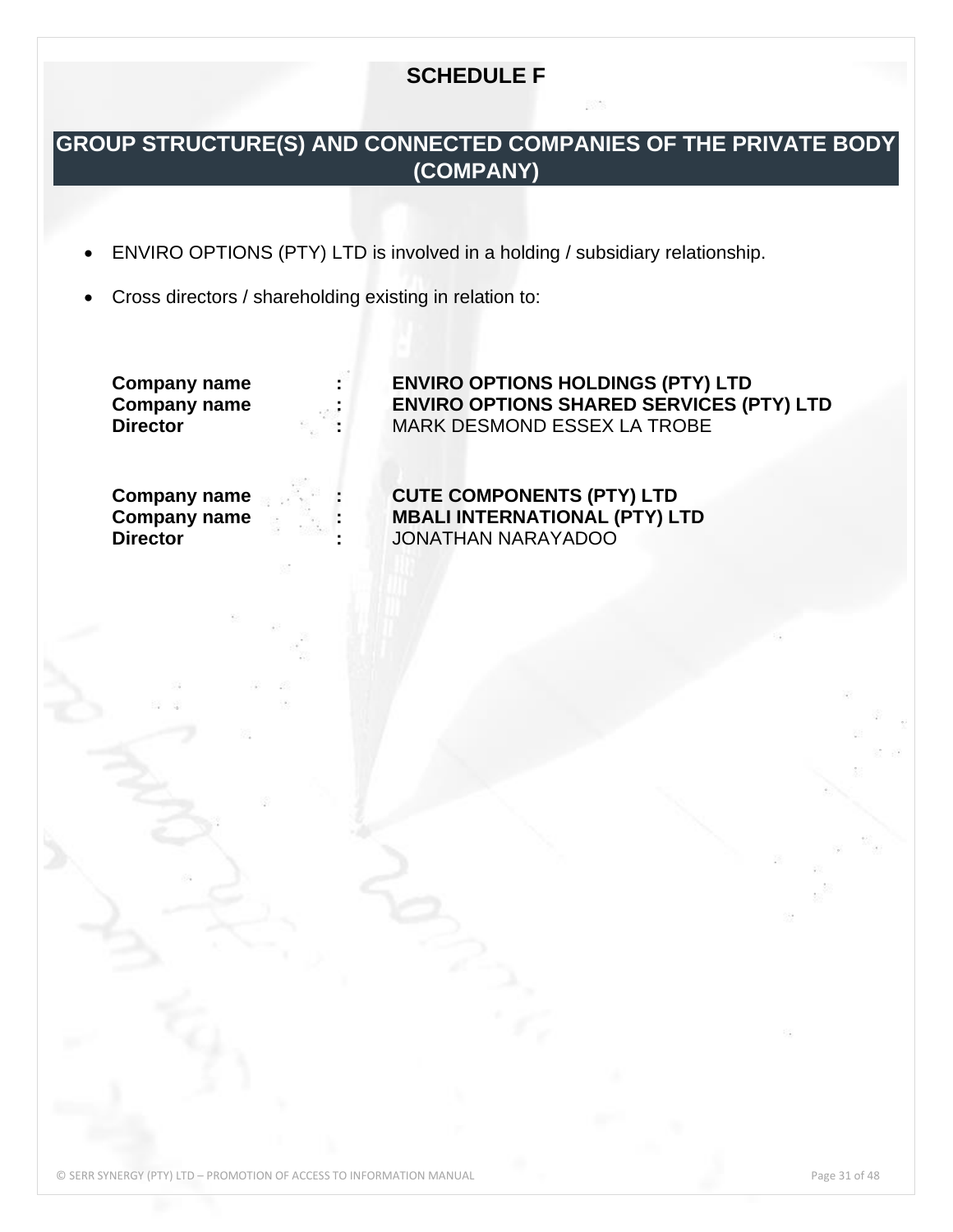## SCHEDULE F

## GROUP STRUCTURE(S) AND CONNECTED COMPANIES OF THE PRIVATE BODY (COMPANY)

- ENVIRO OPTIONS (PTY) LTD is involved in a holding / subsidiary relationship.
- Cross directors / shareholding existing in relation to:

| | | |
|---|---|---|
| **Company name** | **:** | **ENVIRO OPTIONS HOLDINGS (PTY) LTD** |
| **Company name** | **:** | **ENVIRO OPTIONS SHARED SERVICES (PTY) LTD** |
| **Director** | **:** | MARK DESMOND ESSEX LA TROBE |

| | | |
|---|---|---|
| **Company name** | **:** | **CUTE COMPONENTS (PTY) LTD** |
| **Company name** | **:** | **MBALI INTERNATIONAL (PTY) LTD** |
| **Director** | **:** | JONATHAN NARAYADOO |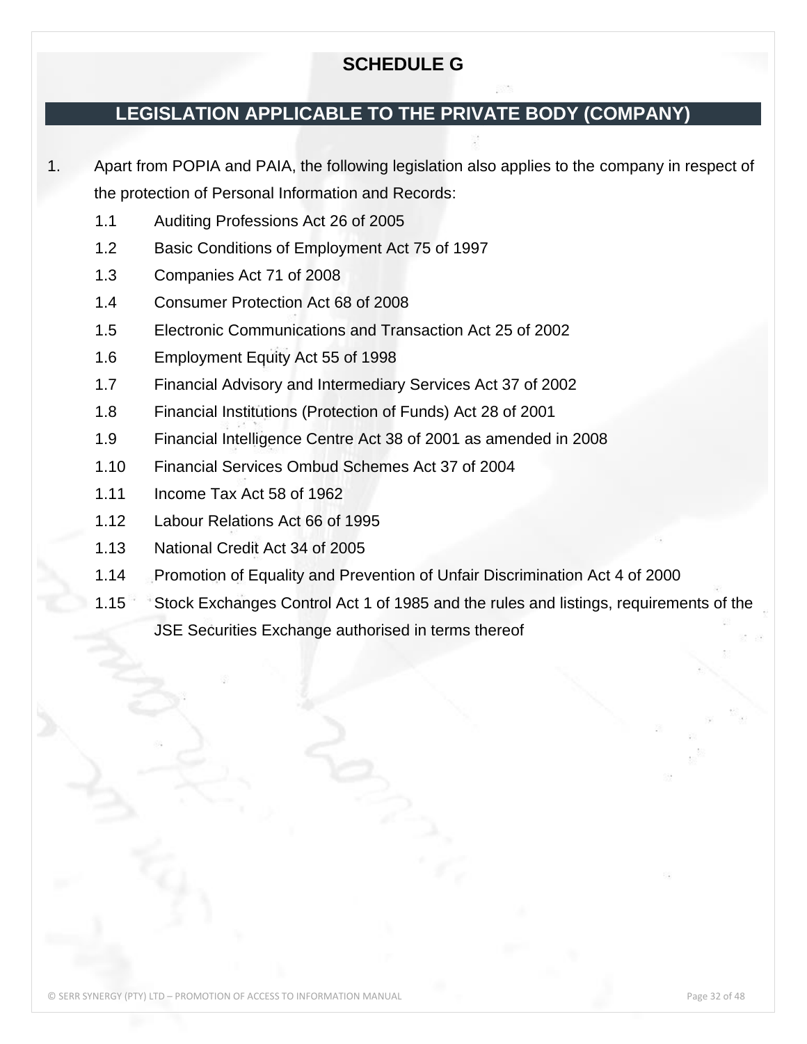# SCHEDULE G

## LEGISLATION APPLICABLE TO THE PRIVATE BODY (COMPANY)

1. Apart from POPIA and PAIA, the following legislation also applies to the company in respect of the protection of Personal Information and Records:

   1.1 Auditing Professions Act 26 of 2005

   1.2 Basic Conditions of Employment Act 75 of 1997

   1.3 Companies Act 71 of 2008

   1.4 Consumer Protection Act 68 of 2008

   1.5 Electronic Communications and Transaction Act 25 of 2002

   1.6 Employment Equity Act 55 of 1998

   1.7 Financial Advisory and Intermediary Services Act 37 of 2002

   1.8 Financial Institutions (Protection of Funds) Act 28 of 2001

   1.9 Financial Intelligence Centre Act 38 of 2001 as amended in 2008

   1.10 Financial Services Ombud Schemes Act 37 of 2004

   1.11 Income Tax Act 58 of 1962

   1.12 Labour Relations Act 66 of 1995

   1.13 National Credit Act 34 of 2005

   1.14 Promotion of Equality and Prevention of Unfair Discrimination Act 4 of 2000

   1.15 Stock Exchanges Control Act 1 of 1985 and the rules and listings, requirements of the JSE Securities Exchange authorised in terms thereof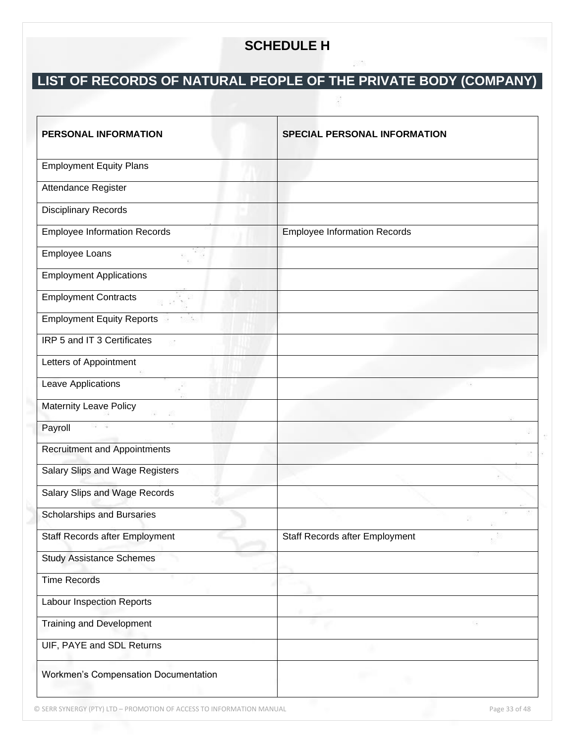# SCHEDULE H

## LIST OF RECORDS OF NATURAL PEOPLE OF THE PRIVATE BODY (COMPANY)

| PERSONAL INFORMATION | SPECIAL PERSONAL INFORMATION |
|---|---|
| Employment Equity Plans | |
| Attendance Register | |
| Disciplinary Records | |
| Employee Information Records | Employee Information Records |
| Employee Loans | |
| Employment Applications | |
| Employment Contracts | |
| Employment Equity Reports | |
| IRP 5 and IT 3 Certificates | |
| Letters of Appointment | |
| Leave Applications | |
| Maternity Leave Policy | |
| Payroll | |
| Recruitment and Appointments | |
| Salary Slips and Wage Registers | |
| Salary Slips and Wage Records | |
| Scholarships and Bursaries | |
| Staff Records after Employment | Staff Records after Employment |
| Study Assistance Schemes | |
| Time Records | |
| Labour Inspection Reports | |
| Training and Development | |
| UIF, PAYE and SDL Returns | |
| Workmen's Compensation Documentation | |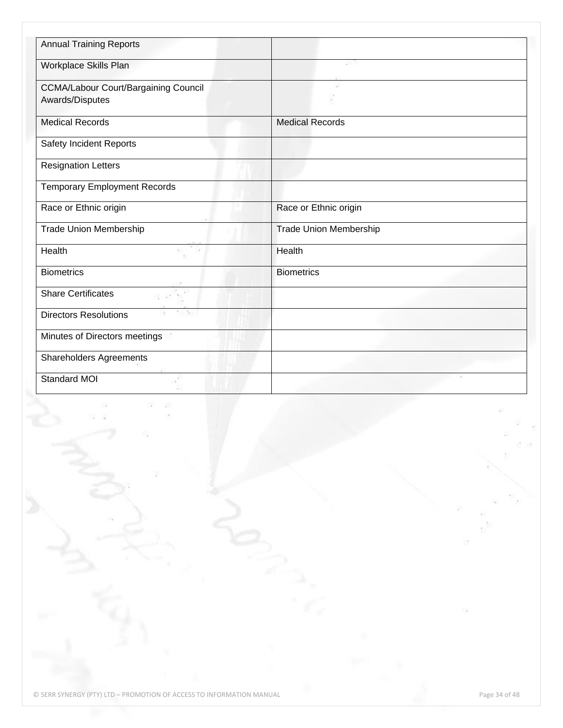| | |
|---|---|
| Annual Training Reports | |
| Workplace Skills Plan | |
| CCMA/Labour Court/Bargaining Council Awards/Disputes | |
| Medical Records | Medical Records |
| Safety Incident Reports | |
| Resignation Letters | |
| Temporary Employment Records | |
| Race or Ethnic origin | Race or Ethnic origin |
| Trade Union Membership | Trade Union Membership |
| Health | Health |
| Biometrics | Biometrics |
| Share Certificates | |
| Directors Resolutions | |
| Minutes of Directors meetings | |
| Shareholders Agreements | |
| Standard MOI | |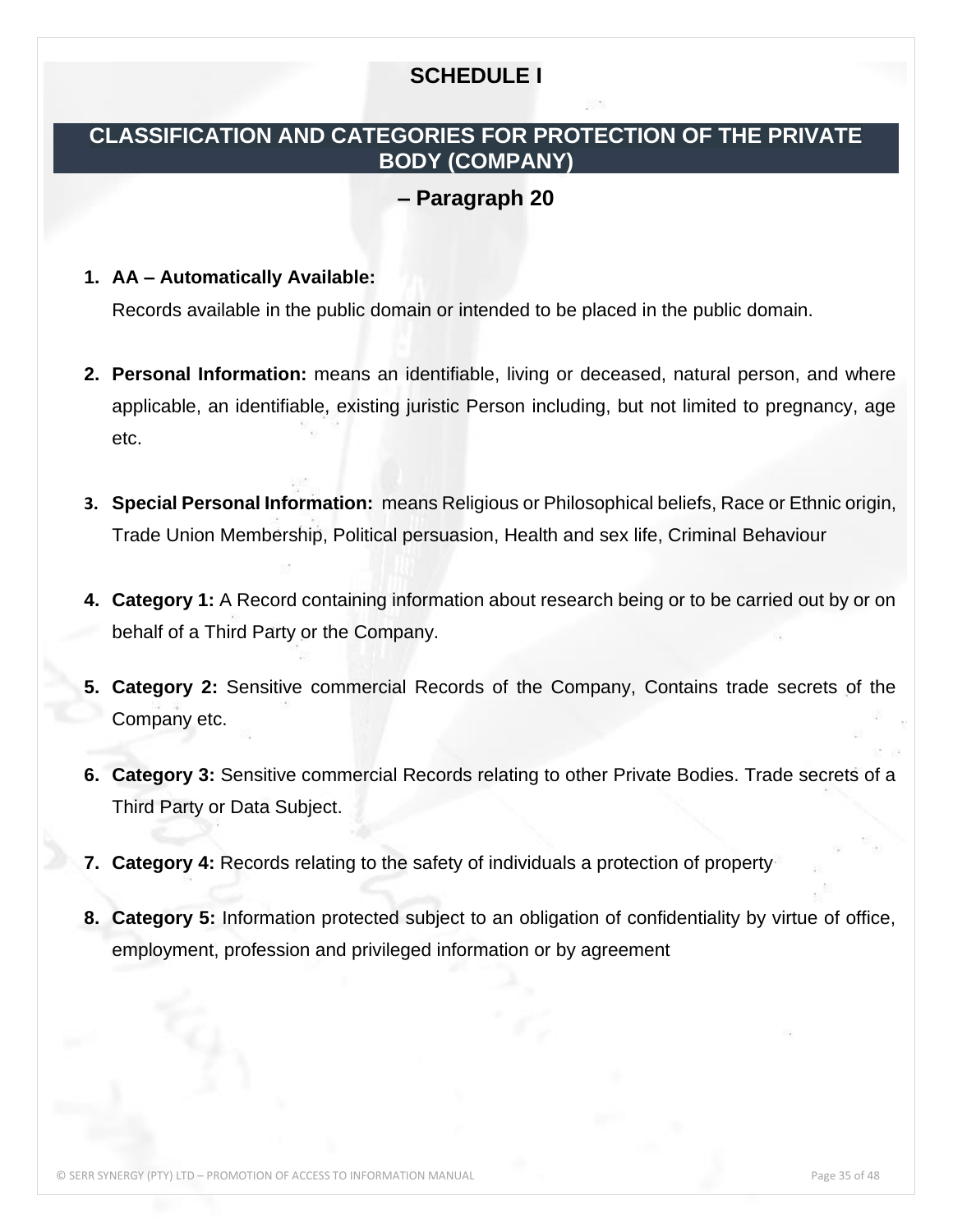# SCHEDULE I

## CLASSIFICATION AND CATEGORIES FOR PROTECTION OF THE PRIVATE BODY (COMPANY)

### – Paragraph 20

1. **AA – Automatically Available:**
   Records available in the public domain or intended to be placed in the public domain.

2. **Personal Information:** means an identifiable, living or deceased, natural person, and where applicable, an identifiable, existing juristic Person including, but not limited to pregnancy, age etc.

3. **Special Personal Information:** means Religious or Philosophical beliefs, Race or Ethnic origin, Trade Union Membership, Political persuasion, Health and sex life, Criminal Behaviour

4. **Category 1:** A Record containing information about research being or to be carried out by or on behalf of a Third Party or the Company.

5. **Category 2:** Sensitive commercial Records of the Company, Contains trade secrets of the Company etc.

6. **Category 3:** Sensitive commercial Records relating to other Private Bodies. Trade secrets of a Third Party or Data Subject.

7. **Category 4:** Records relating to the safety of individuals a protection of property

8. **Category 5:** Information protected subject to an obligation of confidentiality by virtue of office, employment, profession and privileged information or by agreement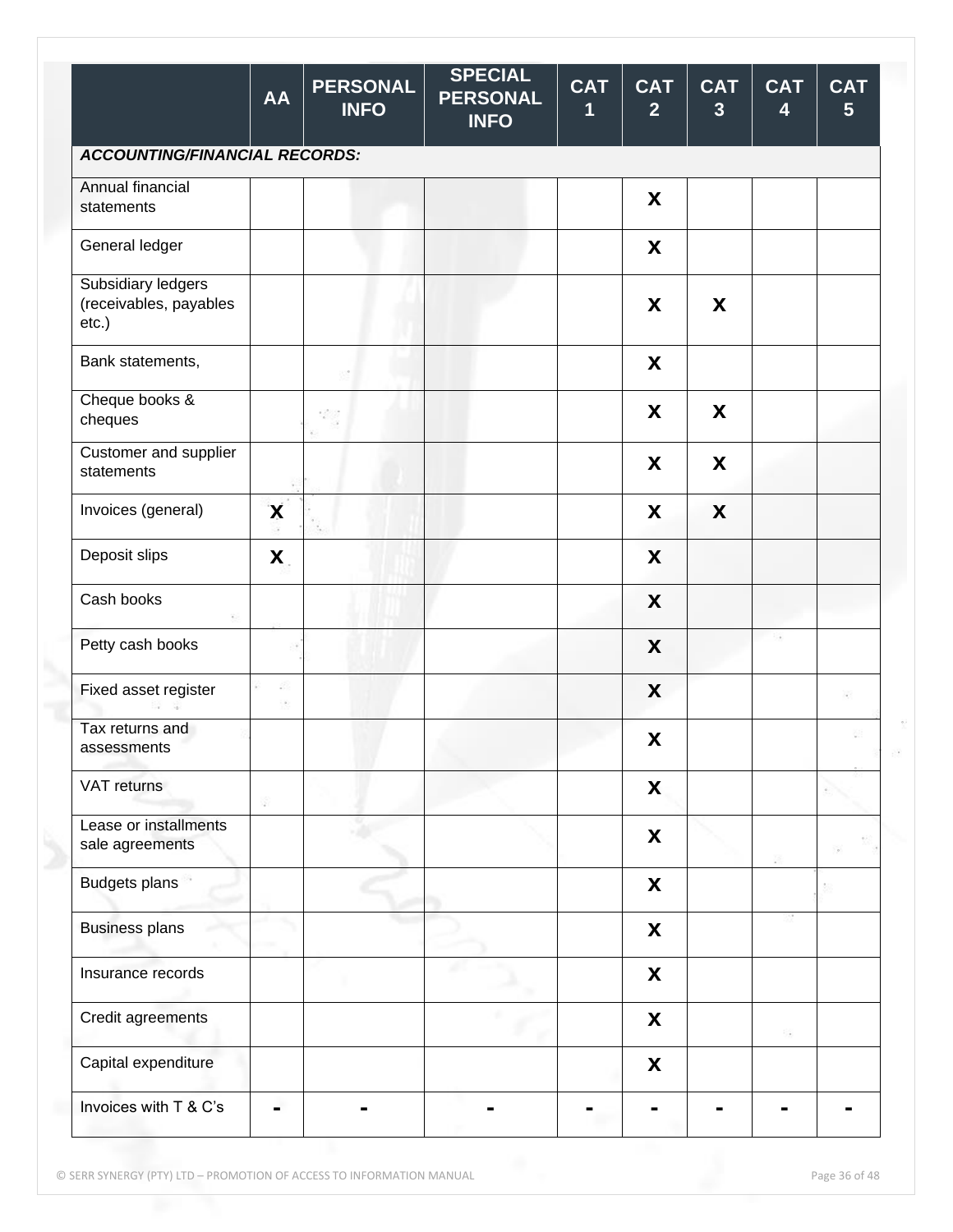| | AA | PERSONAL INFO | SPECIAL PERSONAL INFO | CAT 1 | CAT 2 | CAT 3 | CAT 4 | CAT 5 |
|---|---|---|---|---|---|---|---|---|
| ***ACCOUNTING/FINANCIAL RECORDS:*** | | | | | | | | |
| Annual financial statements | | | | | X | | | |
| General ledger | | | | | X | | | |
| Subsidiary ledgers (receivables, payables etc.) | | | | | X | X | | |
| Bank statements, | | | | | X | | | |
| Cheque books & cheques | | | | | X | X | | |
| Customer and supplier statements | | | | | X | X | | |
| Invoices (general) | X | | | | X | X | | |
| Deposit slips | X | | | | X | | | |
| Cash books | | | | | X | | | |
| Petty cash books | | | | | X | | | |
| Fixed asset register | | | | | X | | | |
| Tax returns and assessments | | | | | X | | | |
| VAT returns | | | | | X | | | |
| Lease or installments sale agreements | | | | | X | | | |
| Budgets plans | | | | | X | | | |
| Business plans | | | | | X | | | |
| Insurance records | | | | | X | | | |
| Credit agreements | | | | | X | | | |
| Capital expenditure | | | | | X | | | |
| Invoices with T & C's | - | - | - | - | - | - | - | - |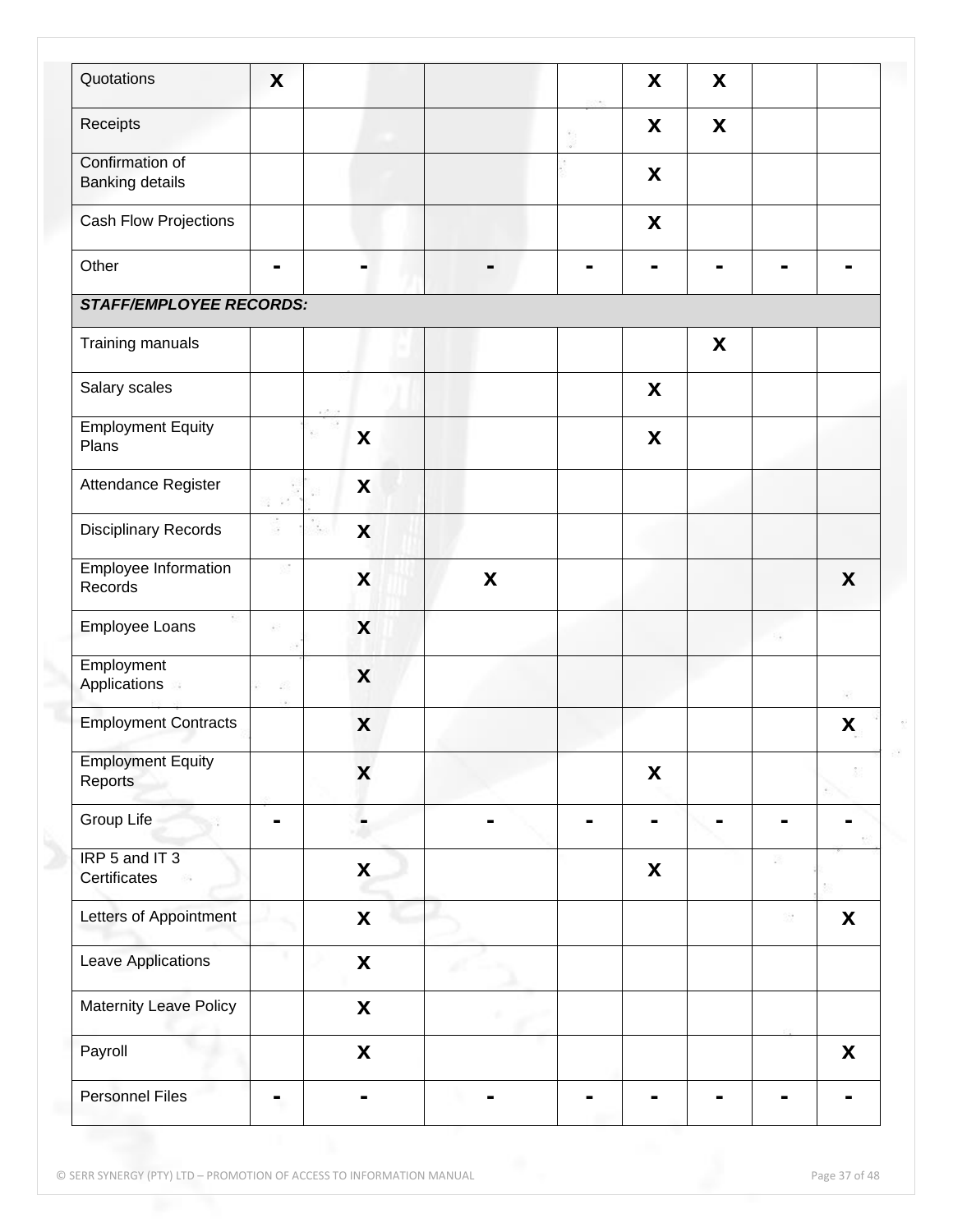| | | | | | | | | |
|---|---|---|---|---|---|---|---|---|
| Quotations | **X** | | | | **X** | **X** | | |
| Receipts | | | | | **X** | **X** | | |
| Confirmation of Banking details | | | | | **X** | | | |
| Cash Flow Projections | | | | | **X** | | | |
| Other | - | - | - | - | - | - | - | - |
| ***STAFF/EMPLOYEE RECORDS:*** | | | | | | | | |
| Training manuals | | | | | | **X** | | |
| Salary scales | | | | | **X** | | | |
| Employment Equity Plans | | **X** | | | **X** | | | |
| Attendance Register | | **X** | | | | | | |
| Disciplinary Records | | **X** | | | | | | |
| Employee Information Records | | **X** | **X** | | | | | **X** |
| Employee Loans | | **X** | | | | | | |
| Employment Applications | | **X** | | | | | | |
| Employment Contracts | | **X** | | | | | | **X** |
| Employment Equity Reports | | **X** | | | **X** | | | |
| Group Life | - | - | - | - | - | - | - | - |
| IRP 5 and IT 3 Certificates | | **X** | | | **X** | | | |
| Letters of Appointment | | **X** | | | | | | **X** |
| Leave Applications | | **X** | | | | | | |
| Maternity Leave Policy | | **X** | | | | | | |
| Payroll | | **X** | | | | | | **X** |
| Personnel Files | - | - | - | - | - | - | - | - |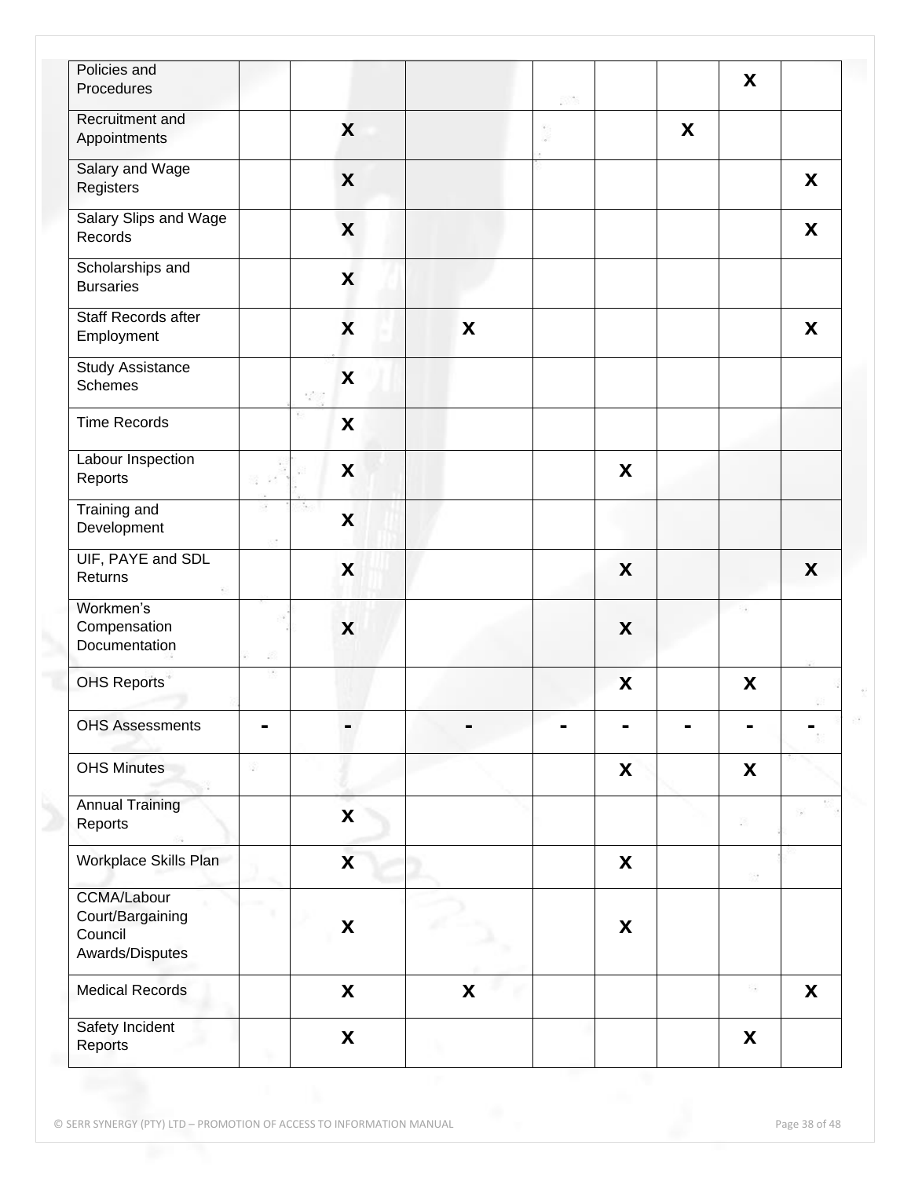| | | | | | | | | |
|---|---|---|---|---|---|---|---|---|
| Policies and Procedures | | | | | | | X | |
| Recruitment and Appointments | | X | | | | X | | |
| Salary and Wage Registers | | X | | | | | | X |
| Salary Slips and Wage Records | | X | | | | | | X |
| Scholarships and Bursaries | | X | | | | | | |
| Staff Records after Employment | | X | X | | | | | X |
| Study Assistance Schemes | | X | | | | | | |
| Time Records | | X | | | | | | |
| Labour Inspection Reports | | X | | | X | | | |
| Training and Development | | X | | | | | | |
| UIF, PAYE and SDL Returns | | X | | | X | | | X |
| Workmen’s Compensation Documentation | | X | | | X | | | |
| OHS Reports | | | | | X | | X | |
| OHS Assessments | - | - | - | - | - | - | - | - |
| OHS Minutes | | | | | X | | X | |
| Annual Training Reports | | X | | | | | | |
| Workplace Skills Plan | | X | | | X | | | |
| CCMA/Labour Court/Bargaining Council Awards/Disputes | | X | | | X | | | |
| Medical Records | | X | X | | | | | X |
| Safety Incident Reports | | X | | | | | X | |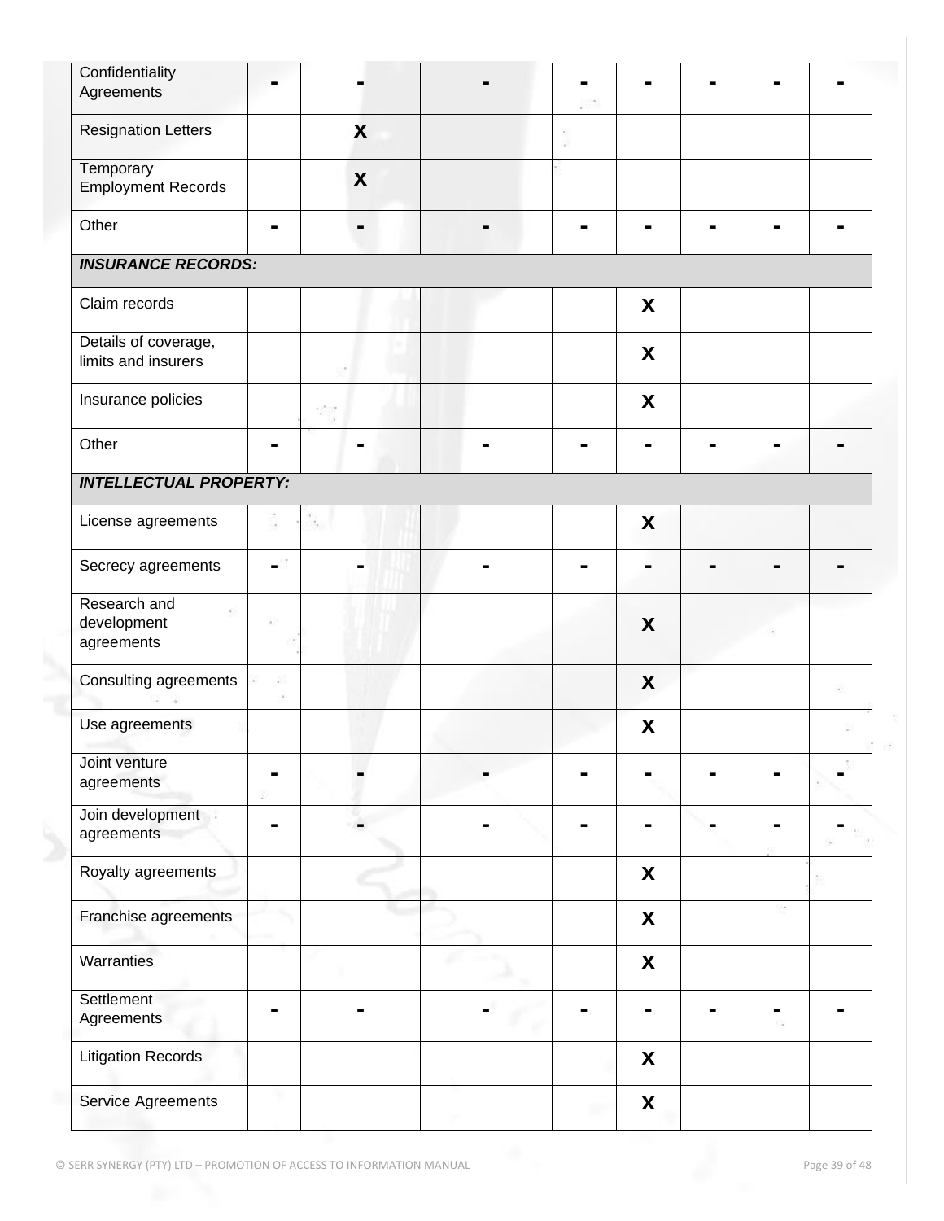| Confidentiality Agreements | - | - | - | - | - | - | - | - |
|---|---|---|---|---|---|---|---|---|
| Resignation Letters | | x | | | | | | |
| Temporary Employment Records | | x | | | | | | |
| Other | - | - | - | - | - | - | - | - |
| ***INSURANCE RECORDS:*** | | | | | | | | |
| Claim records | | | | | x | | | |
| Details of coverage, limits and insurers | | | | | x | | | |
| Insurance policies | | | | | x | | | |
| Other | - | - | - | - | - | - | - | - |
| ***INTELLECTUAL PROPERTY:*** | | | | | | | | |
| License agreements | | | | | x | | | |
| Secrecy agreements | - | - | - | - | - | - | - | - |
| Research and development agreements | | | | | x | | | |
| Consulting agreements | | | | | x | | | |
| Use agreements | | | | | x | | | |
| Joint venture agreements | - | - | - | - | - | - | - | - |
| Join development agreements | - | - | - | - | - | - | - | - |
| Royalty agreements | | | | | x | | | |
| Franchise agreements | | | | | x | | | |
| Warranties | | | | | x | | | |
| Settlement Agreements | - | - | - | - | - | - | - | - |
| Litigation Records | | | | | x | | | |
| Service Agreements | | | | | x | | | |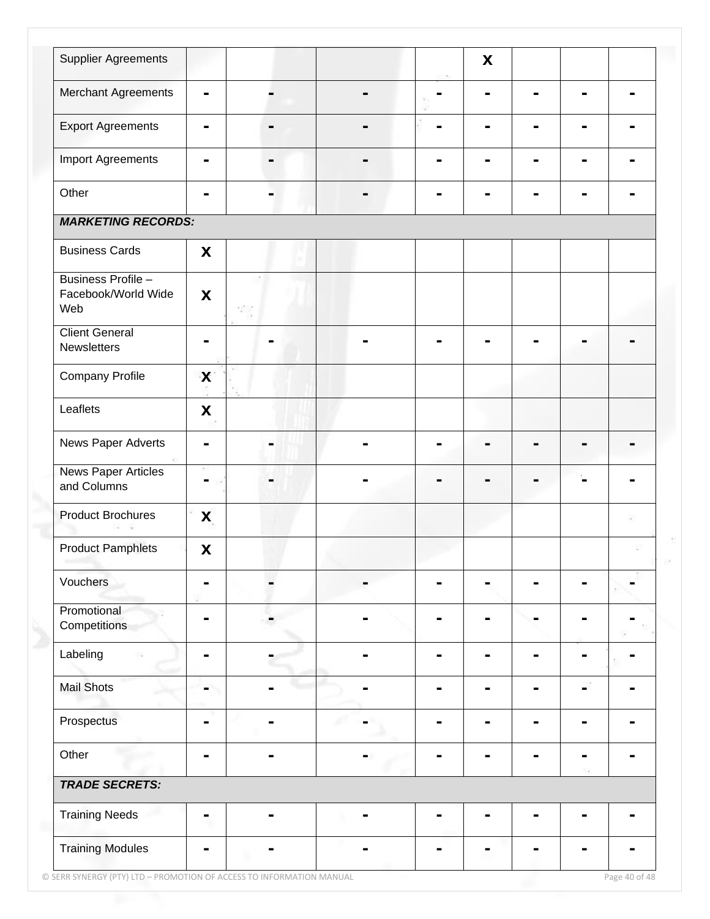| | | | | | | | | |
|---|---|---|---|---|---|---|---|---|
| Supplier Agreements | | | | | X | | | |
| Merchant Agreements | - | - | - | - | - | - | - | - |
| Export Agreements | - | - | - | - | - | - | - | - |
| Import Agreements | - | - | - | - | - | - | - | - |
| Other | - | - | - | - | - | - | - | - |
| ***MARKETING RECORDS:*** | | | | | | | | |
| Business Cards | X | | | | | | | |
| Business Profile – Facebook/World Wide Web | X | | | | | | | |
| Client General Newsletters | - | - | - | - | - | - | - | - |
| Company Profile | X | | | | | | | |
| Leaflets | X | | | | | | | |
| News Paper Adverts | - | - | - | - | - | - | - | - |
| News Paper Articles and Columns | - | - | - | - | - | - | - | - |
| Product Brochures | X | | | | | | | |
| Product Pamphlets | X | | | | | | | |
| Vouchers | - | - | - | - | - | - | - | - |
| Promotional Competitions | - | - | - | - | - | - | - | - |
| Labeling | - | - | - | - | - | - | - | - |
| Mail Shots | - | - | - | - | - | - | - | - |
| Prospectus | - | - | - | - | - | - | - | - |
| Other | - | - | - | - | - | - | - | - |
| ***TRADE SECRETS:*** | | | | | | | | |
| Training Needs | - | - | - | - | - | - | - | - |
| Training Modules | - | - | - | - | - | - | - | - |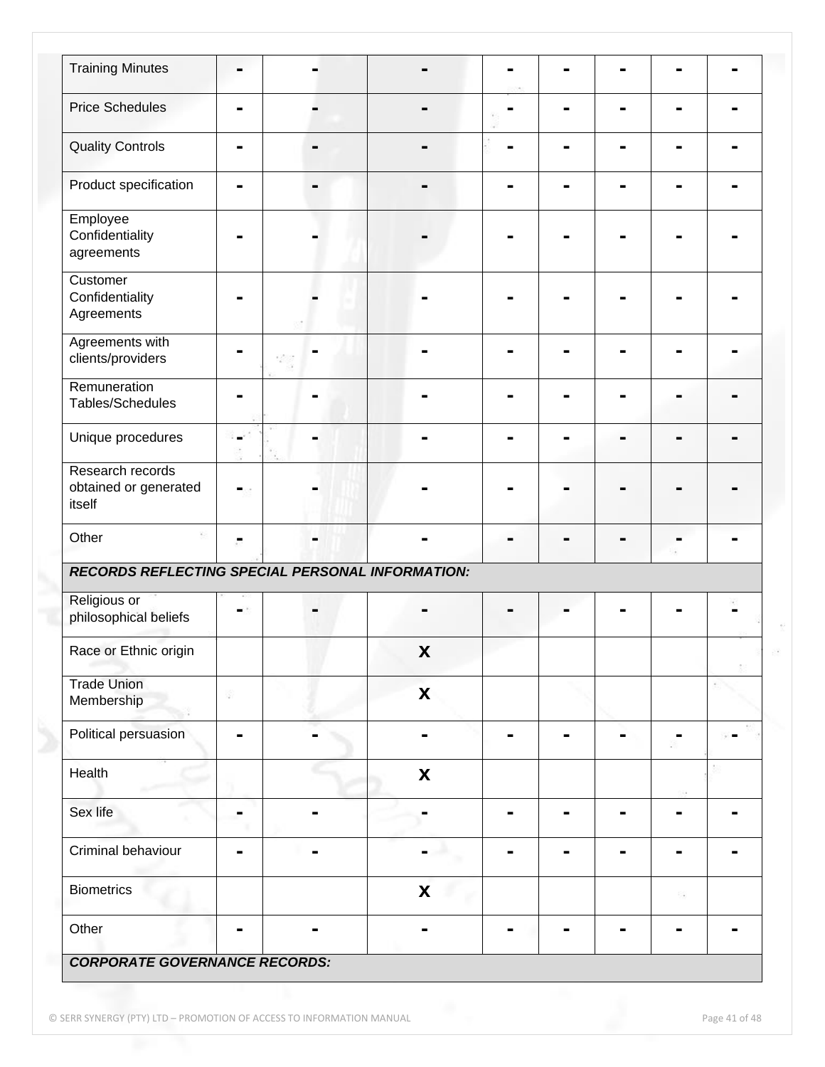| Training Minutes | - | - | - | - | - | - | - | - |
|---|---|---|---|---|---|---|---|---|
| Price Schedules | - | - | - | - | - | - | - | - |
| Quality Controls | - | - | - | - | - | - | - | - |
| Product specification | - | - | - | - | - | - | - | - |
| Employee Confidentiality agreements | - | - | - | - | - | - | - | - |
| Customer Confidentiality Agreements | - | - | - | - | - | - | - | - |
| Agreements with clients/providers | - | - | - | - | - | - | - | - |
| Remuneration Tables/Schedules | - | - | - | - | - | - | - | - |
| Unique procedures | - | - | - | - | - | - | - | - |
| Research records obtained or generated itself | - | - | - | - | - | - | - | - |
| Other | - | - | - | - | - | - | - | - |
| ***RECORDS REFLECTING SPECIAL PERSONAL INFORMATION:*** | | | | | | | | |
| Religious or philosophical beliefs | - | - | - | - | - | - | - | - |
| Race or Ethnic origin | | | X | | | | | |
| Trade Union Membership | | | X | | | | | |
| Political persuasion | - | - | - | - | - | - | - | - |
| Health | | | X | | | | | |
| Sex life | - | - | - | - | - | - | - | - |
| Criminal behaviour | - | - | - | - | - | - | - | - |
| Biometrics | | | X | | | | | |
| Other | - | - | - | - | - | - | - | - |
| ***CORPORATE GOVERNANCE RECORDS:*** | | | | | | | | |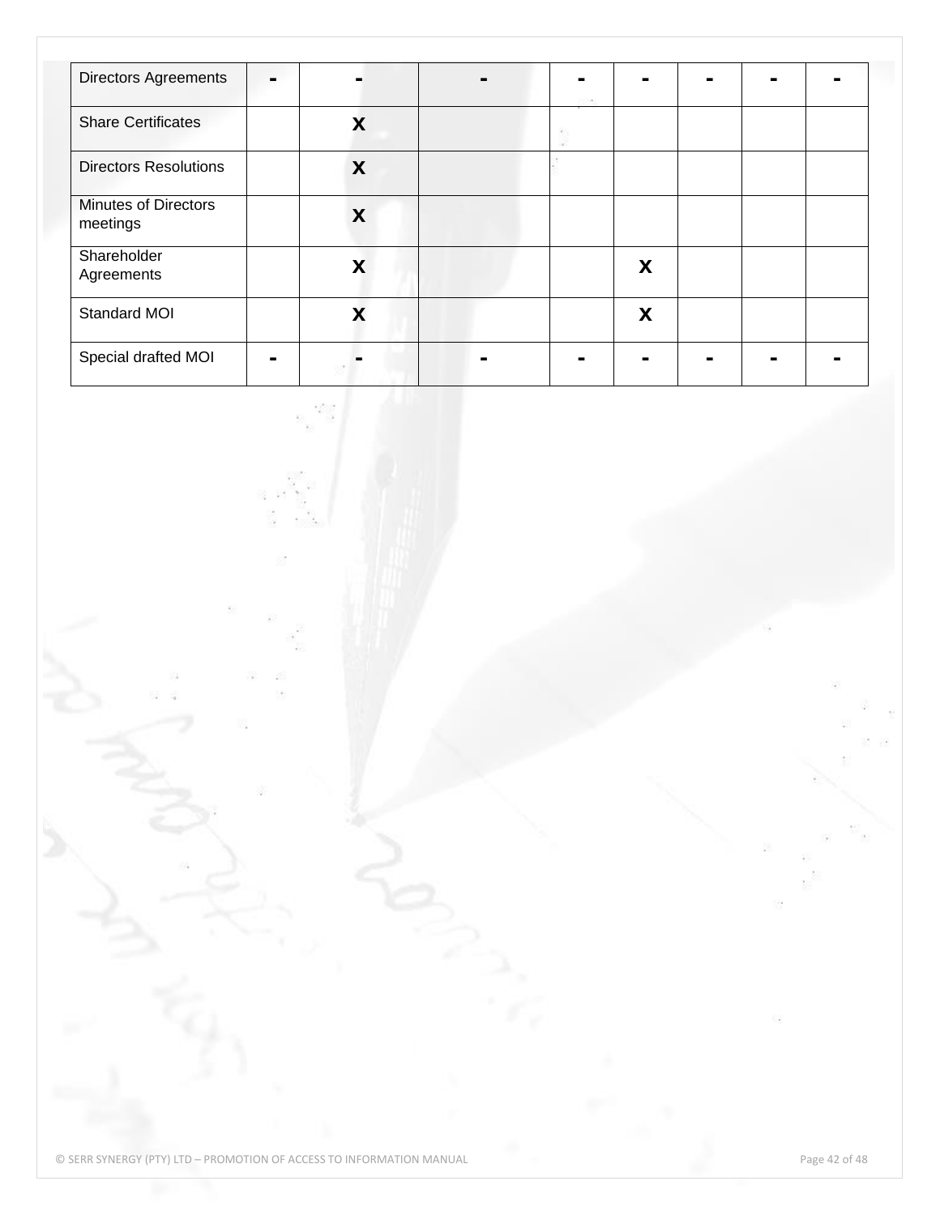| Directors Agreements | - | - | - | - | - | - | - | - |
|---|---|---|---|---|---|---|---|---|
| Share Certificates | | x | | | | | | |
| Directors Resolutions | | x | | | | | | |
| Minutes of Directors meetings | | x | | | | | | |
| Shareholder Agreements | | x | | | x | | | |
| Standard MOI | | x | | | x | | | |
| Special drafted MOI | - | - | - | - | - | - | - | - |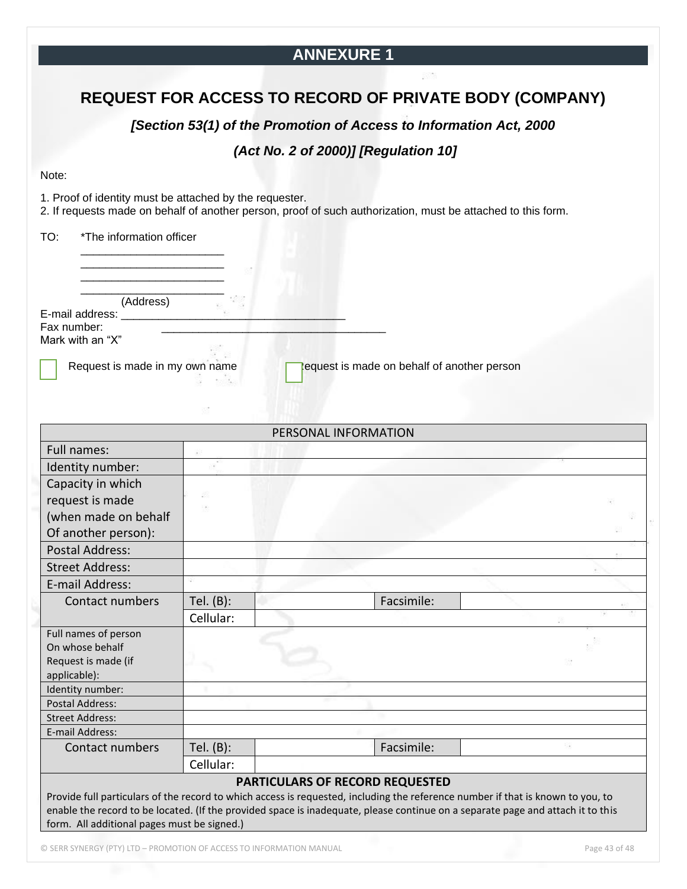# ANNEXURE 1

## REQUEST FOR ACCESS TO RECORD OF PRIVATE BODY (COMPANY)

***[Section 53(1) of the Promotion of Access to Information Act, 2000***

***(Act No. 2 of 2000)] [Regulation 10]***

Note:

1. Proof of identity must be attached by the requester.
2. If requests made on behalf of another person, proof of such authorization, must be attached to this form.

TO: *The information officer

_______________________
_______________________
_______________________
_______________________
(Address)

E-mail address: ___________________________________

Fax number: ___________________________________

Mark with an "X"

☐ Request is made in my own name ☐ Request is made on behalf of another person

| PERSONAL INFORMATION | | | | |
|---|---|---|---|---|
| Full names: | | | | |
| Identity number: | | | | |
| Capacity in which request is made (when made on behalf Of another person): | | | | |
| Postal Address: | | | | |
| Street Address: | | | | |
| E-mail Address: | | | | |
| Contact numbers | Tel. (B): | | Facsimile: | |
| | Cellular: | | | |
| Full names of person On whose behalf Request is made (if applicable): | | | | |
| Identity number: | | | | |
| Postal Address: | | | | |
| Street Address: | | | | |
| E-mail Address: | | | | |
| Contact numbers | Tel. (B): | | Facsimile: | |
| | Cellular: | | | |

**PARTICULARS OF RECORD REQUESTED**

Provide full particulars of the record to which access is requested, including the reference number if that is known to you, to enable the record to be located. (If the provided space is inadequate, please continue on a separate page and attach it to this form. All additional pages must be signed.)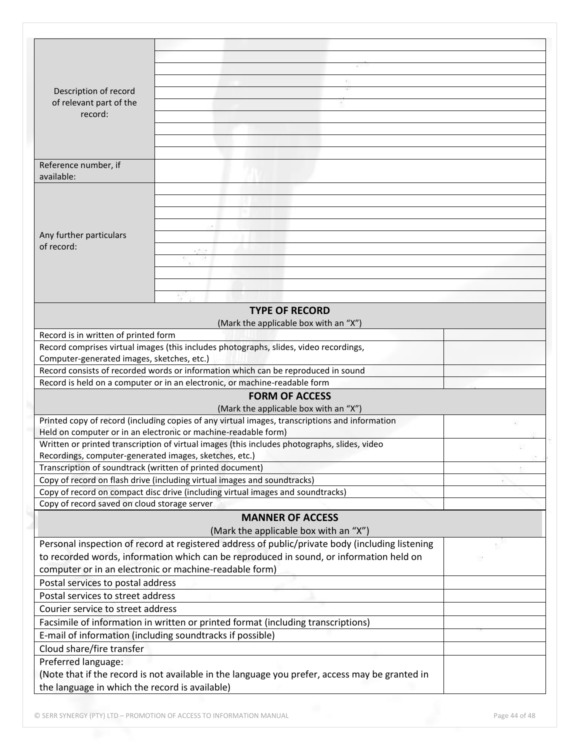| | |
|---|---|
| Description of record of relevant part of the record: | |
| Reference number, if available: | |
| Any further particulars of record: | |

| **TYPE OF RECORD**<br>(Mark the applicable box with an "X") | |
|---|---|
| Record is in written of printed form | |
| Record comprises virtual images (this includes photographs, slides, video recordings, Computer-generated images, sketches, etc.) | |
| Record consists of recorded words or information which can be reproduced in sound | |
| Record is held on a computer or in an electronic, or machine-readable form | |

| **FORM OF ACCESS**<br>(Mark the applicable box with an "X") | |
|---|---|
| Printed copy of record (including copies of any virtual images, transcriptions and information Held on computer or in an electronic or machine-readable form) | |
| Written or printed transcription of virtual images (this includes photographs, slides, video Recordings, computer-generated images, sketches, etc.) | |
| Transcription of soundtrack (written of printed document) | |
| Copy of record on flash drive (including virtual images and soundtracks) | |
| Copy of record on compact disc drive (including virtual images and soundtracks) | |
| Copy of record saved on cloud storage server | |

| **MANNER OF ACCESS**<br>(Mark the applicable box with an "X") | |
|---|---|
| Personal inspection of record at registered address of public/private body (including listening to recorded words, information which can be reproduced in sound, or information held on computer or in an electronic or machine-readable form) | |
| Postal services to postal address | |
| Postal services to street address | |
| Courier service to street address | |
| Facsimile of information in written or printed format (including transcriptions) | |
| E-mail of information (including soundtracks if possible) | |
| Cloud share/fire transfer | |
| Preferred language:<br>(Note that if the record is not available in the language you prefer, access may be granted in the language in which the record is available) | |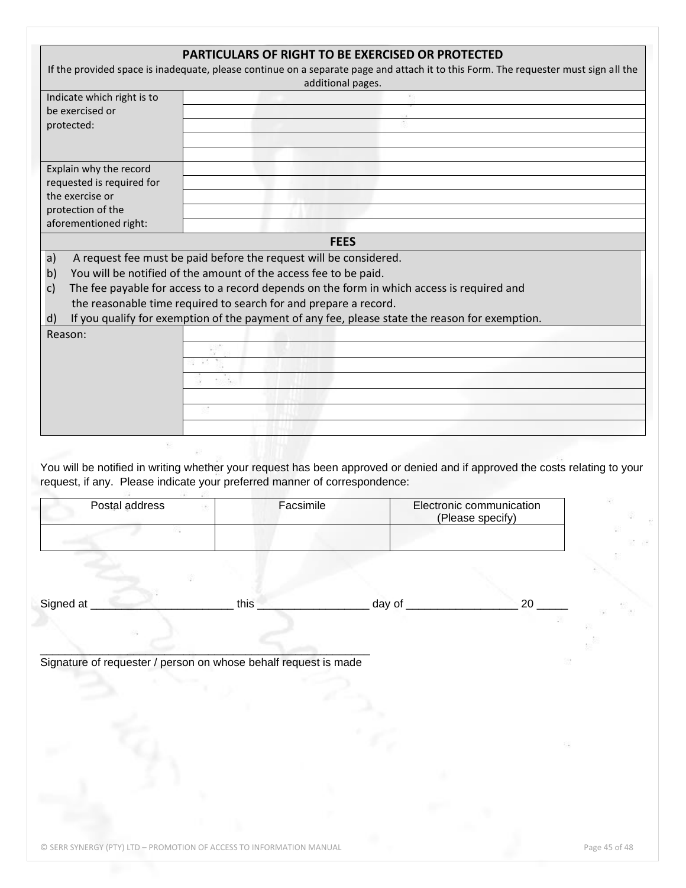| PARTICULARS OF RIGHT TO BE EXERCISED OR PROTECTED | |
|---|---|
| If the provided space is inadequate, please continue on a separate page and attach it to this Form. The requester must sign all the additional pages. | |
| Indicate which right is to be exercised or protected: | |
| | |
| | |
| | |
| | |
| Explain why the record requested is required for the exercise or protection of the aforementioned right: | |
| | |
| | |
| | |
| | |

**FEES**

a) A request fee must be paid before the request will be considered.
b) You will be notified of the amount of the access fee to be paid.
c) The fee payable for access to a record depends on the form in which access is required and the reasonable time required to search for and prepare a record.
d) If you qualify for exemption of the payment of any fee, please state the reason for exemption.

| Reason: | |
|---|---|
| | |
| | |
| | |
| | |
| | |
| | |

You will be notified in writing whether your request has been approved or denied and if approved the costs relating to your request, if any. Please indicate your preferred manner of correspondence:

| Postal address | Facsimile | Electronic communication (Please specify) |
|---|---|---|
| | | |

Signed at ______________________ this _________________ day of _________________ 20 _____

_________________________________________________

Signature of requester / person on whose behalf request is made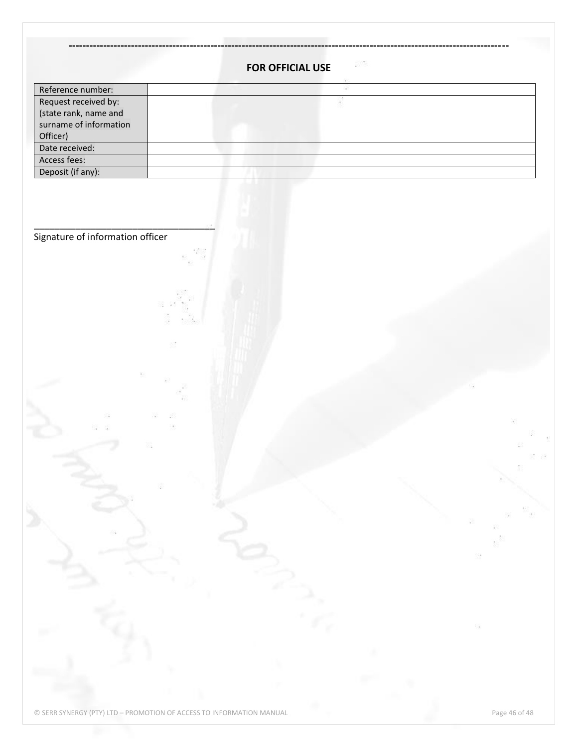---

**FOR OFFICIAL USE**

| | |
|---|---|
| Reference number: | |
| Request received by: (state rank, name and surname of information Officer) | |
| Date received: | |
| Access fees: | |
| Deposit (if any): | |

___________________________________

Signature of information officer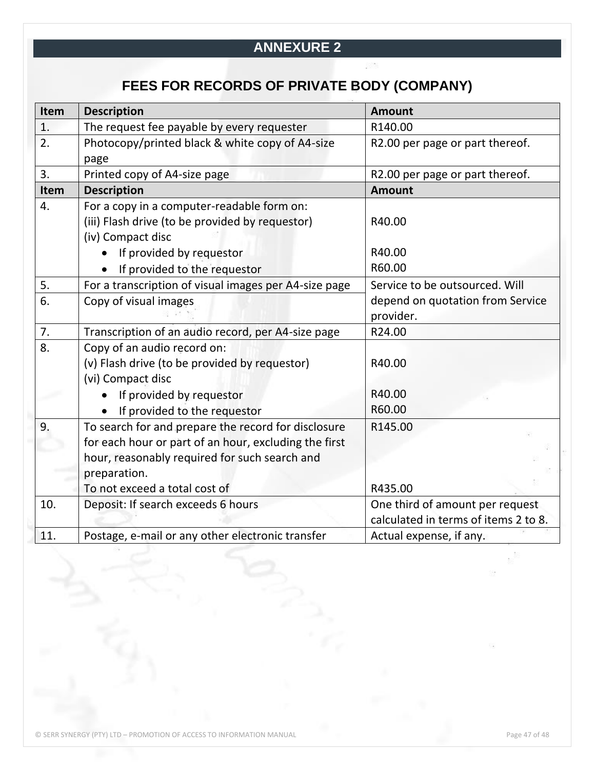# ANNEXURE 2

## FEES FOR RECORDS OF PRIVATE BODY (COMPANY)

| Item | Description | Amount |
|---|---|---|
| 1. | The request fee payable by every requester | R140.00 |
| 2. | Photocopy/printed black & white copy of A4-size page | R2.00 per page or part thereof. |
| 3. | Printed copy of A4-size page | R2.00 per page or part thereof. |
| **Item** | **Description** | **Amount** |
| 4. | For a copy in a computer-readable form on:<br>(iii) Flash drive (to be provided by requestor)<br>(iv) Compact disc<br>• If provided by requestor<br>• If provided to the requestor | <br>R40.00<br><br>R40.00<br>R60.00 |
| 5. | For a transcription of visual images per A4-size page | Service to be outsourced. Will depend on quotation from Service provider. |
| 6. | Copy of visual images | |
| 7. | Transcription of an audio record, per A4-size page | R24.00 |
| 8. | Copy of an audio record on:<br>(v) Flash drive (to be provided by requestor)<br>(vi) Compact disc<br>• If provided by requestor<br>• If provided to the requestor | <br>R40.00<br><br>R40.00<br>R60.00 |
| 9. | To search for and prepare the record for disclosure for each hour or part of an hour, excluding the first hour, reasonably required for such search and preparation.<br>To not exceed a total cost of | R145.00<br><br><br><br>R435.00 |
| 10. | Deposit: If search exceeds 6 hours | One third of amount per request calculated in terms of items 2 to 8. |
| 11. | Postage, e-mail or any other electronic transfer | Actual expense, if any. |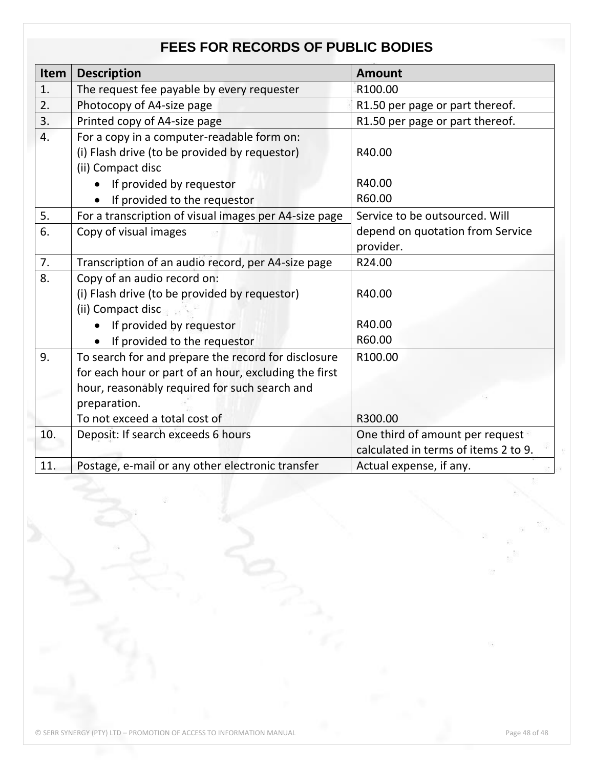## FEES FOR RECORDS OF PUBLIC BODIES

| Item | Description | Amount |
|---|---|---|
| 1. | The request fee payable by every requester | R100.00 |
| 2. | Photocopy of A4-size page | R1.50 per page or part thereof. |
| 3. | Printed copy of A4-size page | R1.50 per page or part thereof. |
| 4. | For a copy in a computer-readable form on:<br>(i) Flash drive (to be provided by requestor)<br>(ii) Compact disc<br>• If provided by requestor<br>• If provided to the requestor | <br>R40.00<br><br>R40.00<br>R60.00 |
| 5. | For a transcription of visual images per A4-size page | Service to be outsourced. Will depend on quotation from Service provider. |
| 6. | Copy of visual images | |
| 7. | Transcription of an audio record, per A4-size page | R24.00 |
| 8. | Copy of an audio record on:<br>(i) Flash drive (to be provided by requestor)<br>(ii) Compact disc<br>• If provided by requestor<br>• If provided to the requestor | <br>R40.00<br><br>R40.00<br>R60.00 |
| 9. | To search for and prepare the record for disclosure for each hour or part of an hour, excluding the first hour, reasonably required for such search and preparation.<br>To not exceed a total cost of | R100.00<br><br><br><br>R300.00 |
| 10. | Deposit: If search exceeds 6 hours | One third of amount per request calculated in terms of items 2 to 9. |
| 11. | Postage, e-mail or any other electronic transfer | Actual expense, if any. |